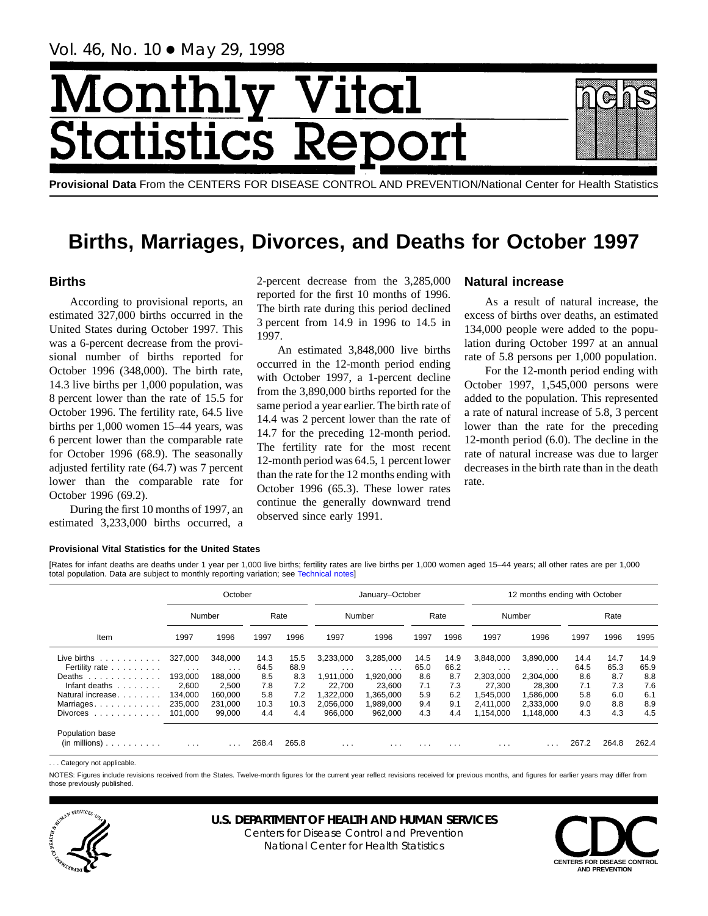Vol. 46, No. 10 • May 29, 1998

# Monthly Vital Statistics Report

**Provisional Data** From the CENTERS FOR DISEASE CONTROL AND PREVENTION/National Center for Health Statistics

# Births, Marriages, Divorces, and Deaths for October 1997

## Births

According to provisional reports, an estimated 327,000 births occurred in the United States during October 1997. This was a 6-percent decrease from the provisional number of births reported for October 1996 (348,000). The birth rate, 14.3 live births per 1,000 population, was 8 percent lower than the rate of 15.5 for October 1996. The fertility rate, 64.5 live births per 1,000 women 15–44 years, was 6 percent lower than the comparable rate for October 1996 (68.9). The seasonally adjusted fertility rate (64.7) was 7 percent lower than the comparable rate for October 1996 (69.2).

During the first 10 months of 1997, an estimated 3,233,000 births occurred, a 2-percent decrease from the 3,285,000 reported for the first 10 months of 1996. The birth rate during this period declined 3 percent from 14.9 in 1996 to 14.5 in 1997.

An estimated 3,848,000 live births occurred in the 12-month period ending with October 1997, a 1-percent decline from the 3,890,000 births reported for the same period a year earlier. The birth rate of 14.4 was 2 percent lower than the rate of 14.7 for the preceding 12-month period. The fertility rate for the most recent 12-month period was 64.5, 1 percent lower than the rate for the 12 months ending with October 1996 (65.3). These lower rates continue the generally downward trend observed since early 1991.

## Natural increase

As a result of natural increase, the excess of births over deaths, an estimated 134,000 people were added to the population during October 1997 at an annual rate of 5.8 persons per 1,000 population.

For the 12-month period ending with October 1997, 1,545,000 persons were added to the population. This represented a rate of natural increase of 5.8, 3 percent lower than the rate for the preceding 12-month period (6.0). The decline in the rate of natural increase was due to larger decreases in the birth rate than in the death rate.

**Provisional Vital Statistics for the United States**

[Rates for infant deaths are deaths under 1 year per 1,000 live births; fertility rates are live births per 1,000 women aged 15–44 years; all other rates are per 1,000 total population. Data are subject to monthly reporting variation; see Technical notes]

| Item | October | | | | January–October | | | | 12 months ending with October | | | | |
|---|---|---|---|---|---|---|---|---|---|---|---|---|---|
| | Number | | Rate | | Number | | Rate | | Number | | Rate | | |
| | 1997 | 1996 | 1997 | 1996 | 1997 | 1996 | 1997 | 1996 | 1997 | 1996 | 1997 | 1996 | 1995 |
| Live births | 327,000 | 348,000 | 14.3 | 15.5 | 3,233,000 | 3,285,000 | 14.5 | 14.9 | 3,848,000 | 3,890,000 | 14.4 | 14.7 | 14.9 |
| Fertility rate | . . . | . . . | 64.5 | 68.9 | . . . | . . . | 65.0 | 66.2 | . . . | . . . | 64.5 | 65.3 | 65.9 |
| Deaths | 193,000 | 188,000 | 8.5 | 8.3 | 1,911,000 | 1,920,000 | 8.6 | 8.7 | 2,303,000 | 2,304,000 | 8.6 | 8.7 | 8.8 |
| Infant deaths | 2,600 | 2,500 | 7.8 | 7.2 | 22,700 | 23,600 | 7.1 | 7.3 | 27,300 | 28,300 | 7.1 | 7.3 | 7.6 |
| Natural increase | 134,000 | 160,000 | 5.8 | 7.2 | 1,322,000 | 1,365,000 | 5.9 | 6.2 | 1,545,000 | 1,586,000 | 5.8 | 6.0 | 6.1 |
| Marriages | 235,000 | 231,000 | 10.3 | 10.3 | 2,056,000 | 1,989,000 | 9.4 | 9.1 | 2,411,000 | 2,333,000 | 9.0 | 8.8 | 8.9 |
| Divorces | 101,000 | 99,000 | 4.4 | 4.4 | 966,000 | 962,000 | 4.3 | 4.4 | 1,154,000 | 1,148,000 | 4.3 | 4.3 | 4.5 |
| Population base (in millions) | . . . | . . . | 268.4 | 265.8 | . . . | . . . | . . . | . . . | . . . | . . . | 267.2 | 264.8 | 262.4 |

. . . Category not applicable.

NOTES: Figures include revisions received from the States. Twelve-month figures for the current year reflect revisions received for previous months, and figures for earlier years may differ from those previously published.

**U.S. DEPARTMENT OF HEALTH AND HUMAN SERVICES**
Centers for Disease Control and Prevention
National Center for Health Statistics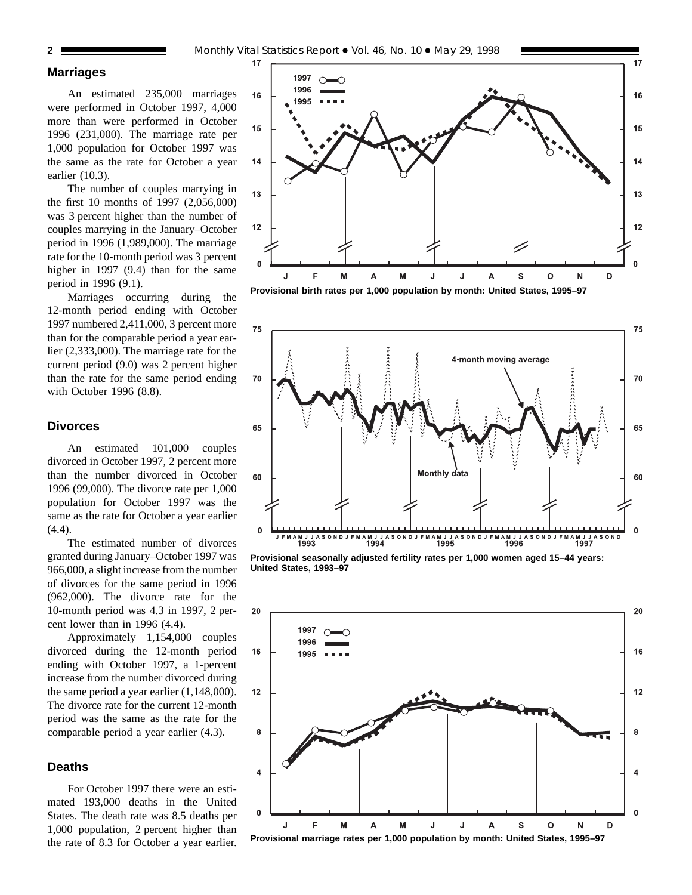## Marriages

An estimated 235,000 marriages were performed in October 1997, 4,000 more than were performed in October 1996 (231,000). The marriage rate per 1,000 population for October 1997 was the same as the rate for October a year earlier (10.3).

The number of couples marrying in the first 10 months of 1997 (2,056,000) was 3 percent higher than the number of couples marrying in the January–October period in 1996 (1,989,000). The marriage rate for the 10-month period was 3 percent higher in 1997 (9.4) than for the same period in 1996 (9.1).

Marriages occurring during the 12-month period ending with October 1997 numbered 2,411,000, 3 percent more than for the comparable period a year earlier (2,333,000). The marriage rate for the current period (9.0) was 2 percent higher than the rate for the same period ending with October 1996 (8.8).

## Divorces

An estimated 101,000 couples divorced in October 1997, 2 percent more than the number divorced in October 1996 (99,000). The divorce rate per 1,000 population for October 1997 was the same as the rate for October a year earlier (4.4).

The estimated number of divorces granted during January–October 1997 was 966,000, a slight increase from the number of divorces for the same period in 1996 (962,000). The divorce rate for the 10-month period was 4.3 in 1997, 2 percent lower than in 1996 (4.4).

Approximately 1,154,000 couples divorced during the 12-month period ending with October 1997, a 1-percent increase from the number divorced during the same period a year earlier (1,148,000). The divorce rate for the current 12-month period was the same as the rate for the comparable period a year earlier (4.3).

## Deaths

For October 1997 there were an estimated 193,000 deaths in the United States. The death rate was 8.5 deaths per 1,000 population, 2 percent higher than the rate of 8.3 for October a year earlier.

**Provisional birth rates per 1,000 population by month: United States, 1995–97**

**Provisional seasonally adjusted fertility rates per 1,000 women aged 15–44 years: United States, 1993–97**

**Provisional marriage rates per 1,000 population by month: United States, 1995–97**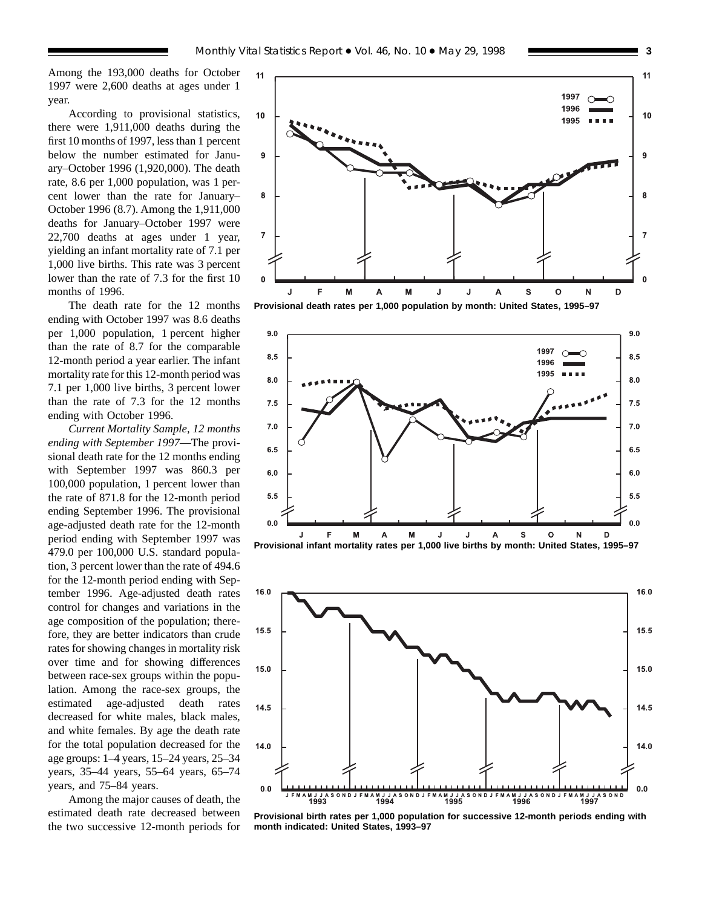Among the 193,000 deaths for October 1997 were 2,600 deaths at ages under 1 year.

According to provisional statistics, there were 1,911,000 deaths during the first 10 months of 1997, less than 1 percent below the number estimated for January–October 1996 (1,920,000). The death rate, 8.6 per 1,000 population, was 1 percent lower than the rate for January–October 1996 (8.7). Among the 1,911,000 deaths for January–October 1997 were 22,700 deaths at ages under 1 year, yielding an infant mortality rate of 7.1 per 1,000 live births. This rate was 3 percent lower than the rate of 7.3 for the first 10 months of 1996.

The death rate for the 12 months ending with October 1997 was 8.6 deaths per 1,000 population, 1 percent higher than the rate of 8.7 for the comparable 12-month period a year earlier. The infant mortality rate for this 12-month period was 7.1 per 1,000 live births, 3 percent lower than the rate of 7.3 for the 12 months ending with October 1996.

*Current Mortality Sample, 12 months ending with September 1997*—The provisional death rate for the 12 months ending with September 1997 was 860.3 per 100,000 population, 1 percent lower than the rate of 871.8 for the 12-month period ending September 1996. The provisional age-adjusted death rate for the 12-month period ending with September 1997 was 479.0 per 100,000 U.S. standard population, 3 percent lower than the rate of 494.6 for the 12-month period ending with September 1996. Age-adjusted death rates control for changes and variations in the age composition of the population; therefore, they are better indicators than crude rates for showing changes in mortality risk over time and for showing differences between race-sex groups within the population. Among the race-sex groups, the estimated age-adjusted death rates decreased for white males, black males, and white females. By age the death rate for the total population decreased for the age groups: 1–4 years, 15–24 years, 25–34 years, 35–44 years, 55–64 years, 65–74 years, and 75–84 years.

Among the major causes of death, the estimated death rate decreased between the two successive 12-month periods for

**Provisional death rates per 1,000 population by month: United States, 1995–97**

**Provisional infant mortality rates per 1,000 live births by month: United States, 1995–97**

**Provisional birth rates per 1,000 population for successive 12-month periods ending with month indicated: United States, 1993–97**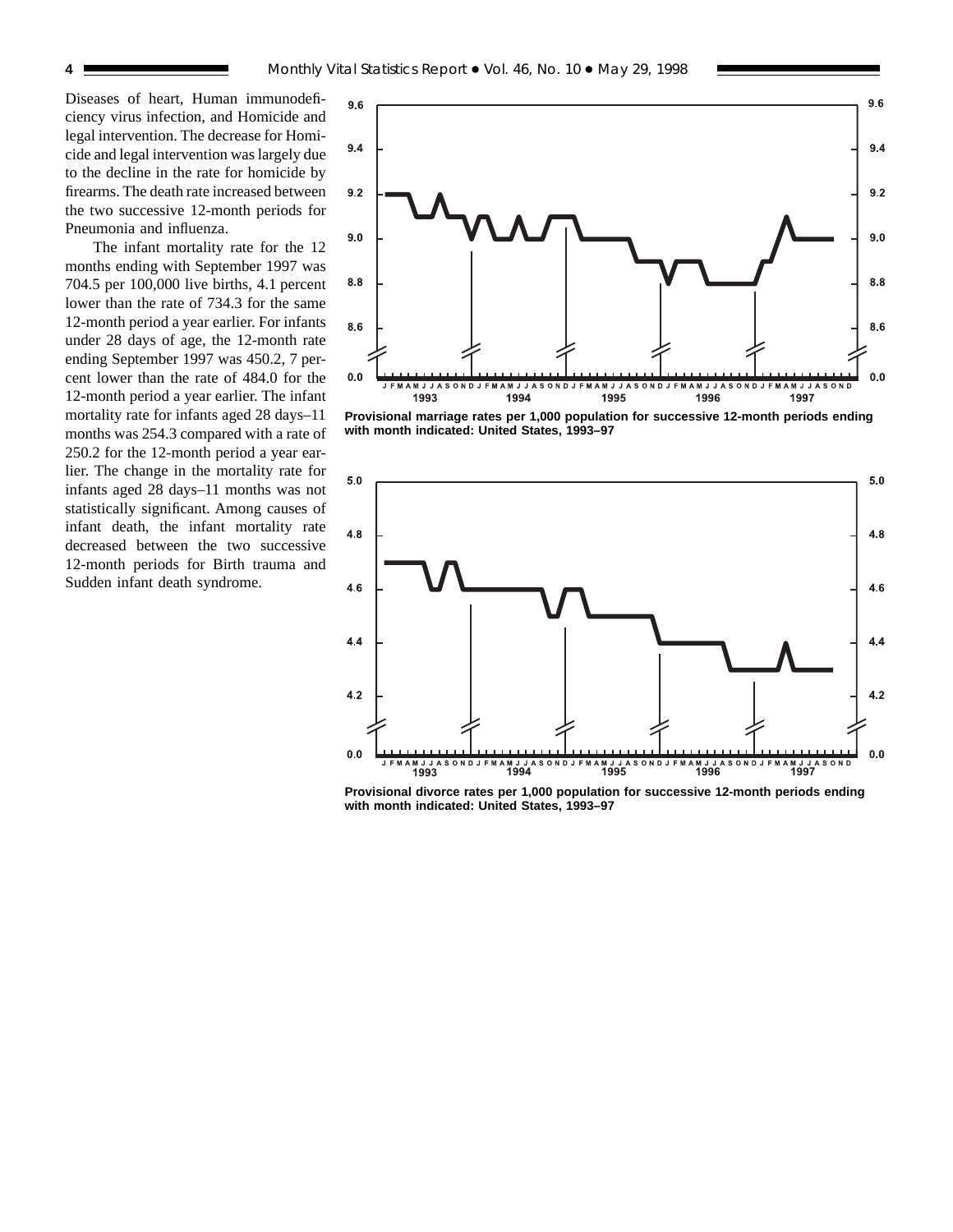Diseases of heart, Human immunodeficiency virus infection, and Homicide and legal intervention. The decrease for Homicide and legal intervention was largely due to the decline in the rate for homicide by firearms. The death rate increased between the two successive 12-month periods for Pneumonia and influenza.

The infant mortality rate for the 12 months ending with September 1997 was 704.5 per 100,000 live births, 4.1 percent lower than the rate of 734.3 for the same 12-month period a year earlier. For infants under 28 days of age, the 12-month rate ending September 1997 was 450.2, 7 percent lower than the rate of 484.0 for the 12-month period a year earlier. The infant mortality rate for infants aged 28 days–11 months was 254.3 compared with a rate of 250.2 for the 12-month period a year earlier. The change in the mortality rate for infants aged 28 days–11 months was not statistically significant. Among causes of infant death, the infant mortality rate decreased between the two successive 12-month periods for Birth trauma and Sudden infant death syndrome.

**Provisional marriage rates per 1,000 population for successive 12-month periods ending with month indicated: United States, 1993–97**

**Provisional divorce rates per 1,000 population for successive 12-month periods ending with month indicated: United States, 1993–97**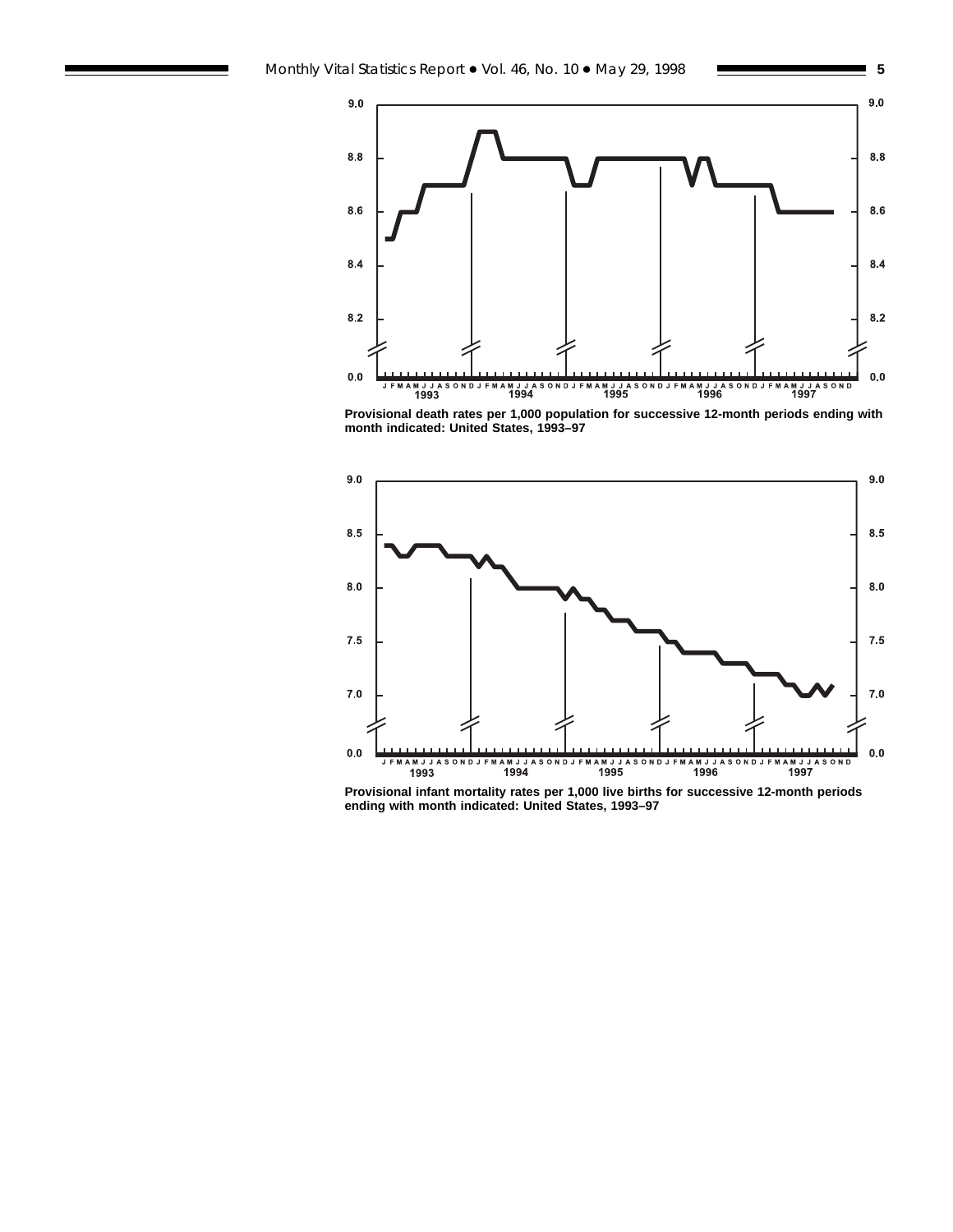Provisional death rates per 1,000 population for successive 12-month periods ending with month indicated: United States, 1993–97

Provisional infant mortality rates per 1,000 live births for successive 12-month periods ending with month indicated: United States, 1993–97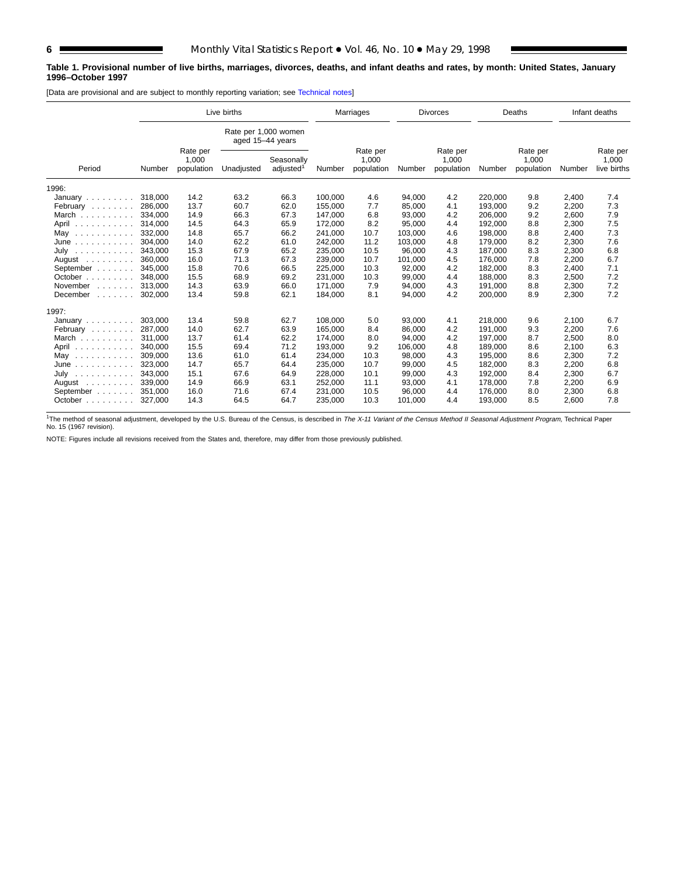**Table 1. Provisional number of live births, marriages, divorces, deaths, and infant deaths and rates, by month: United States, January 1996–October 1997**

[Data are provisional and are subject to monthly reporting variation; see Technical notes]

| Period | Live births | | | | Marriages | | Divorces | | Deaths | | Infant deaths | |
|---|---|---|---|---|---|---|---|---|---|---|---|---|
| | | | Rate per 1,000 women aged 15–44 years | | | | | | | | | |
| | Number | Rate per 1,000 population | Unadjusted | Seasonally adjusted[1] | Number | Rate per 1,000 population | Number | Rate per 1,000 population | Number | Rate per 1,000 population | Number | Rate per 1,000 live births |
| **1996:** | | | | | | | | | | | | |
| January | 318,000 | 14.2 | 63.2 | 66.3 | 100,000 | 4.6 | 94,000 | 4.2 | 220,000 | 9.8 | 2,400 | 7.4 |
| February | 286,000 | 13.7 | 60.7 | 62.0 | 155,000 | 7.7 | 85,000 | 4.1 | 193,000 | 9.2 | 2,200 | 7.3 |
| March | 334,000 | 14.9 | 66.3 | 67.3 | 147,000 | 6.8 | 93,000 | 4.2 | 206,000 | 9.2 | 2,600 | 7.9 |
| April | 314,000 | 14.5 | 64.3 | 65.9 | 172,000 | 8.2 | 95,000 | 4.4 | 192,000 | 8.8 | 2,300 | 7.5 |
| May | 332,000 | 14.8 | 65.7 | 66.2 | 241,000 | 10.7 | 103,000 | 4.6 | 198,000 | 8.8 | 2,400 | 7.3 |
| June | 304,000 | 14.0 | 62.2 | 61.0 | 242,000 | 11.2 | 103,000 | 4.8 | 179,000 | 8.2 | 2,300 | 7.6 |
| July | 343,000 | 15.3 | 67.9 | 65.2 | 235,000 | 10.5 | 96,000 | 4.3 | 187,000 | 8.3 | 2,300 | 6.8 |
| August | 360,000 | 16.0 | 71.3 | 67.3 | 239,000 | 10.7 | 101,000 | 4.5 | 176,000 | 7.8 | 2,200 | 6.7 |
| September | 345,000 | 15.8 | 70.6 | 66.5 | 225,000 | 10.3 | 92,000 | 4.2 | 182,000 | 8.3 | 2,400 | 7.1 |
| October | 348,000 | 15.5 | 68.9 | 69.2 | 231,000 | 10.3 | 99,000 | 4.4 | 188,000 | 8.3 | 2,500 | 7.2 |
| November | 313,000 | 14.3 | 63.9 | 66.0 | 171,000 | 7.9 | 94,000 | 4.3 | 191,000 | 8.8 | 2,300 | 7.2 |
| December | 302,000 | 13.4 | 59.8 | 62.1 | 184,000 | 8.1 | 94,000 | 4.2 | 200,000 | 8.9 | 2,300 | 7.2 |
| **1997:** | | | | | | | | | | | | |
| January | 303,000 | 13.4 | 59.8 | 62.7 | 108,000 | 5.0 | 93,000 | 4.1 | 218,000 | 9.6 | 2,100 | 6.7 |
| February | 287,000 | 14.0 | 62.7 | 63.9 | 165,000 | 8.4 | 86,000 | 4.2 | 191,000 | 9.3 | 2,200 | 7.6 |
| March | 311,000 | 13.7 | 61.4 | 62.2 | 174,000 | 8.0 | 94,000 | 4.2 | 197,000 | 8.7 | 2,500 | 8.0 |
| April | 340,000 | 15.5 | 69.4 | 71.2 | 193,000 | 9.2 | 106,000 | 4.8 | 189,000 | 8.6 | 2,100 | 6.3 |
| May | 309,000 | 13.6 | 61.0 | 61.4 | 234,000 | 10.3 | 98,000 | 4.3 | 195,000 | 8.6 | 2,300 | 7.2 |
| June | 323,000 | 14.7 | 65.7 | 64.4 | 235,000 | 10.7 | 99,000 | 4.5 | 182,000 | 8.3 | 2,200 | 6.8 |
| July | 343,000 | 15.1 | 67.6 | 64.9 | 228,000 | 10.1 | 99,000 | 4.3 | 192,000 | 8.4 | 2,300 | 6.7 |
| August | 339,000 | 14.9 | 66.9 | 63.1 | 252,000 | 11.1 | 93,000 | 4.1 | 178,000 | 7.8 | 2,200 | 6.9 |
| September | 351,000 | 16.0 | 71.6 | 67.4 | 231,000 | 10.5 | 96,000 | 4.4 | 176,000 | 8.0 | 2,300 | 6.8 |
| October | 327,000 | 14.3 | 64.5 | 64.7 | 235,000 | 10.3 | 101,000 | 4.4 | 193,000 | 8.5 | 2,600 | 7.8 |

[1]The method of seasonal adjustment, developed by the U.S. Bureau of the Census, is described in *The X-11 Variant of the Census Method II Seasonal Adjustment Program,* Technical Paper No. 15 (1967 revision).

NOTE: Figures include all revisions received from the States and, therefore, may differ from those previously published.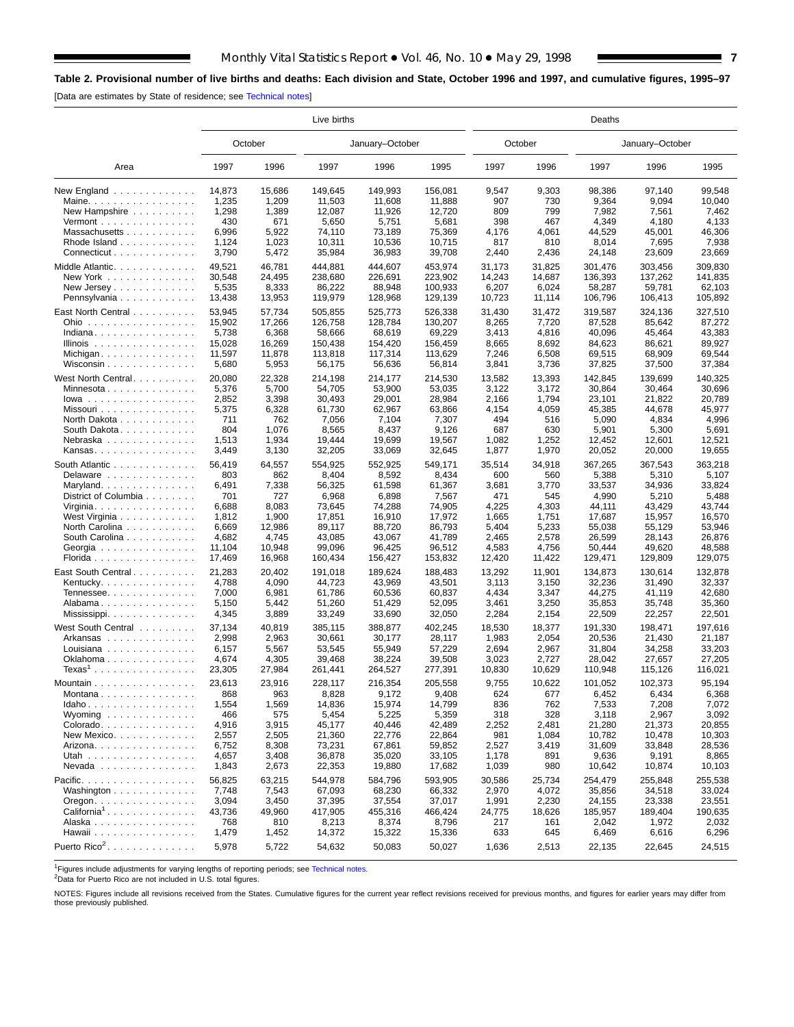### Table 2. Provisional number of live births and deaths: Each division and State, October 1996 and 1997, and cumulative figures, 1995–97

[Data are estimates by State of residence; see Technical notes]

| Area | Live births | | | | | Deaths | | | | |
|---|---|---|---|---|---|---|---|---|---|---|
| | October | | January–October | | | October | | January–October | | |
| | 1997 | 1996 | 1997 | 1996 | 1995 | 1997 | 1996 | 1997 | 1996 | 1995 |
| New England | 14,873 | 15,686 | 149,645 | 149,993 | 156,081 | 9,547 | 9,303 | 98,386 | 97,140 | 99,548 |
| Maine | 1,235 | 1,209 | 11,503 | 11,608 | 11,888 | 907 | 730 | 9,364 | 9,094 | 10,040 |
| New Hampshire | 1,298 | 1,389 | 12,087 | 11,926 | 12,720 | 809 | 799 | 7,982 | 7,561 | 7,462 |
| Vermont | 430 | 671 | 5,650 | 5,751 | 5,681 | 398 | 467 | 4,349 | 4,180 | 4,133 |
| Massachusetts | 6,996 | 5,922 | 74,110 | 73,189 | 75,369 | 4,176 | 4,061 | 44,529 | 45,001 | 46,306 |
| Rhode Island | 1,124 | 1,023 | 10,311 | 10,536 | 10,715 | 817 | 810 | 8,014 | 7,695 | 7,938 |
| Connecticut | 3,790 | 5,472 | 35,984 | 36,983 | 39,708 | 2,440 | 2,436 | 24,148 | 23,609 | 23,669 |
| Middle Atlantic | 49,521 | 46,781 | 444,881 | 444,607 | 453,974 | 31,173 | 31,825 | 301,476 | 303,456 | 309,830 |
| New York | 30,548 | 24,495 | 238,680 | 226,691 | 223,902 | 14,243 | 14,687 | 136,393 | 137,262 | 141,835 |
| New Jersey | 5,535 | 8,333 | 86,222 | 88,948 | 100,933 | 6,207 | 6,024 | 58,287 | 59,781 | 62,103 |
| Pennsylvania | 13,438 | 13,953 | 119,979 | 128,968 | 129,139 | 10,723 | 11,114 | 106,796 | 106,413 | 105,892 |
| East North Central | 53,945 | 57,734 | 505,855 | 525,773 | 526,338 | 31,430 | 31,472 | 319,587 | 324,136 | 327,510 |
| Ohio | 15,902 | 17,266 | 126,758 | 128,784 | 130,207 | 8,265 | 7,720 | 87,528 | 85,642 | 87,272 |
| Indiana | 5,738 | 6,368 | 58,666 | 68,619 | 69,229 | 3,413 | 4,816 | 40,096 | 45,464 | 43,383 |
| Illinois | 15,028 | 16,269 | 150,438 | 154,420 | 156,459 | 8,665 | 8,692 | 84,623 | 86,621 | 89,927 |
| Michigan | 11,597 | 11,878 | 113,818 | 117,314 | 113,629 | 7,246 | 6,508 | 69,515 | 68,909 | 69,544 |
| Wisconsin | 5,680 | 5,953 | 56,175 | 56,636 | 56,814 | 3,841 | 3,736 | 37,825 | 37,500 | 37,384 |
| West North Central | 20,080 | 22,328 | 214,198 | 214,177 | 214,530 | 13,582 | 13,393 | 142,845 | 139,699 | 140,325 |
| Minnesota | 5,376 | 5,700 | 54,705 | 53,900 | 53,035 | 3,122 | 3,172 | 30,864 | 30,464 | 30,696 |
| Iowa | 2,852 | 3,398 | 30,493 | 29,001 | 28,984 | 2,166 | 1,794 | 23,101 | 21,822 | 20,789 |
| Missouri | 5,375 | 6,328 | 61,730 | 62,967 | 63,866 | 4,154 | 4,059 | 45,385 | 44,678 | 45,977 |
| North Dakota | 711 | 762 | 7,056 | 7,104 | 7,307 | 494 | 516 | 5,090 | 4,834 | 4,996 |
| South Dakota | 804 | 1,076 | 8,565 | 8,437 | 9,126 | 687 | 630 | 5,901 | 5,300 | 5,691 |
| Nebraska | 1,513 | 1,934 | 19,444 | 19,699 | 19,567 | 1,082 | 1,252 | 12,452 | 12,601 | 12,521 |
| Kansas | 3,449 | 3,130 | 32,205 | 33,069 | 32,645 | 1,877 | 1,970 | 20,052 | 20,000 | 19,655 |
| South Atlantic | 56,419 | 64,557 | 554,925 | 552,925 | 549,171 | 35,514 | 34,918 | 367,265 | 367,543 | 363,218 |
| Delaware | 803 | 862 | 8,404 | 8,592 | 8,434 | 600 | 560 | 5,388 | 5,310 | 5,107 |
| Maryland | 6,491 | 7,338 | 56,325 | 61,598 | 61,367 | 3,681 | 3,770 | 33,537 | 34,936 | 33,824 |
| District of Columbia | 701 | 727 | 6,968 | 6,898 | 7,567 | 471 | 545 | 4,990 | 5,210 | 5,488 |
| Virginia | 6,688 | 8,083 | 73,645 | 74,288 | 74,905 | 4,225 | 4,303 | 44,111 | 43,429 | 43,744 |
| West Virginia | 1,812 | 1,900 | 17,851 | 16,910 | 17,972 | 1,665 | 1,751 | 17,687 | 15,957 | 16,570 |
| North Carolina | 6,669 | 12,986 | 89,117 | 88,720 | 86,793 | 5,404 | 5,233 | 55,038 | 55,129 | 53,946 |
| South Carolina | 4,682 | 4,745 | 43,085 | 43,067 | 41,789 | 2,465 | 2,578 | 26,599 | 28,143 | 26,876 |
| Georgia | 11,104 | 10,948 | 99,096 | 96,425 | 96,512 | 4,583 | 4,756 | 50,444 | 49,620 | 48,588 |
| Florida | 17,469 | 16,968 | 160,434 | 156,427 | 153,832 | 12,420 | 11,422 | 129,471 | 129,809 | 129,075 |
| East South Central | 21,283 | 20,402 | 191,018 | 189,624 | 188,483 | 13,292 | 11,901 | 134,873 | 130,614 | 132,878 |
| Kentucky | 4,788 | 4,090 | 44,723 | 43,969 | 43,501 | 3,113 | 3,150 | 32,236 | 31,490 | 32,337 |
| Tennessee | 7,000 | 6,981 | 61,786 | 60,536 | 60,837 | 4,434 | 3,347 | 44,275 | 41,119 | 42,680 |
| Alabama | 5,150 | 5,442 | 51,260 | 51,429 | 52,095 | 3,461 | 3,250 | 35,853 | 35,748 | 35,360 |
| Mississippi | 4,345 | 3,889 | 33,249 | 33,690 | 32,050 | 2,284 | 2,154 | 22,509 | 22,257 | 22,501 |
| West South Central | 37,134 | 40,819 | 385,115 | 388,877 | 402,245 | 18,530 | 18,377 | 191,330 | 198,471 | 197,616 |
| Arkansas | 2,998 | 2,963 | 30,661 | 30,177 | 28,117 | 1,983 | 2,054 | 20,536 | 21,430 | 21,187 |
| Louisiana | 6,157 | 5,567 | 53,545 | 55,949 | 57,229 | 2,694 | 2,967 | 31,804 | 34,258 | 33,203 |
| Oklahoma | 4,674 | 4,305 | 39,468 | 38,224 | 39,508 | 3,023 | 2,727 | 28,042 | 27,657 | 27,205 |
| Texas[1] | 23,305 | 27,984 | 261,441 | 264,527 | 277,391 | 10,830 | 10,629 | 110,948 | 115,126 | 116,021 |
| Mountain | 23,613 | 23,916 | 228,117 | 216,354 | 205,558 | 9,755 | 10,622 | 101,052 | 102,373 | 95,194 |
| Montana | 868 | 963 | 8,828 | 9,172 | 9,408 | 624 | 677 | 6,452 | 6,434 | 6,368 |
| Idaho | 1,554 | 1,569 | 14,836 | 15,974 | 14,799 | 836 | 762 | 7,533 | 7,208 | 7,072 |
| Wyoming | 466 | 575 | 5,454 | 5,225 | 5,359 | 318 | 328 | 3,118 | 2,967 | 3,092 |
| Colorado | 4,916 | 3,915 | 45,177 | 40,446 | 42,489 | 2,252 | 2,481 | 21,280 | 21,373 | 20,855 |
| New Mexico | 2,557 | 2,505 | 21,360 | 22,776 | 22,864 | 981 | 1,084 | 10,782 | 10,478 | 10,303 |
| Arizona | 6,752 | 8,308 | 73,231 | 67,861 | 59,852 | 2,527 | 3,419 | 31,609 | 33,848 | 28,536 |
| Utah | 4,657 | 3,408 | 36,878 | 35,020 | 33,105 | 1,178 | 891 | 9,636 | 9,191 | 8,865 |
| Nevada | 1,843 | 2,673 | 22,353 | 19,880 | 17,682 | 1,039 | 980 | 10,642 | 10,874 | 10,103 |
| Pacific | 56,825 | 63,215 | 544,978 | 584,796 | 593,905 | 30,586 | 25,734 | 254,479 | 255,848 | 255,538 |
| Washington | 7,748 | 7,543 | 67,093 | 68,230 | 66,332 | 2,970 | 4,072 | 35,856 | 34,518 | 33,024 |
| Oregon | 3,094 | 3,450 | 37,395 | 37,554 | 37,017 | 1,991 | 2,230 | 24,155 | 23,338 | 23,551 |
| California[1] | 43,736 | 49,960 | 417,905 | 455,316 | 466,424 | 24,775 | 18,626 | 185,957 | 189,404 | 190,635 |
| Alaska | 768 | 810 | 8,213 | 8,374 | 8,796 | 217 | 161 | 2,042 | 1,972 | 2,032 |
| Hawaii | 1,479 | 1,452 | 14,372 | 15,322 | 15,336 | 633 | 645 | 6,469 | 6,616 | 6,296 |
| Puerto Rico[2] | 5,978 | 5,722 | 54,632 | 50,083 | 50,027 | 1,636 | 2,513 | 22,135 | 22,645 | 24,515 |

[1]Figures include adjustments for varying lengths of reporting periods; see Technical notes.
[2]Data for Puerto Rico are not included in U.S. total figures.

NOTES: Figures include all revisions received from the States. Cumulative figures for the current year reflect revisions received for previous months, and figures for earlier years may differ from those previously published.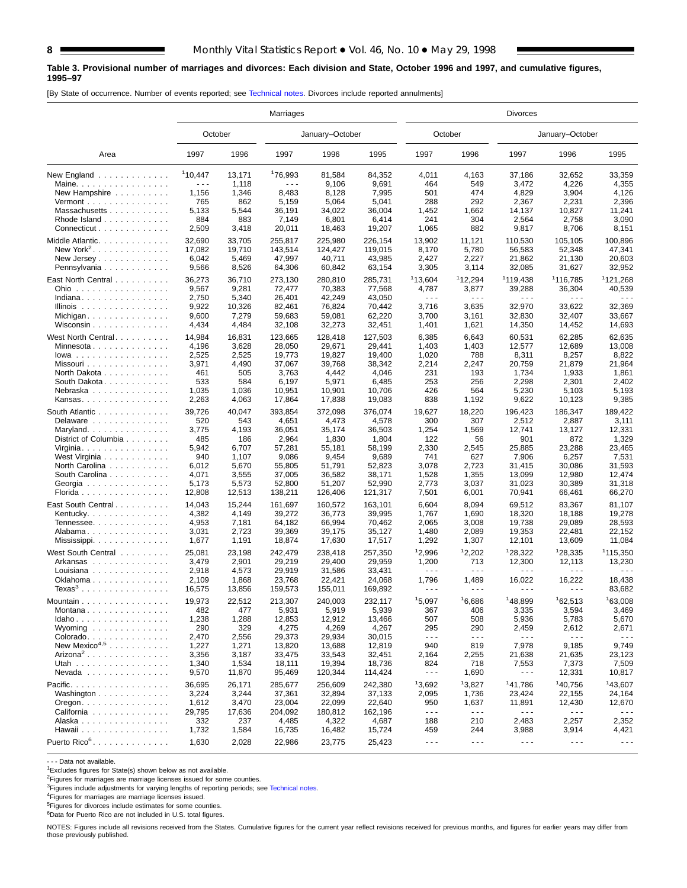**Table 3. Provisional number of marriages and divorces: Each division and State, October 1996 and 1997, and cumulative figures, 1995–97**

[By State of occurrence. Number of events reported; see Technical notes. Divorces include reported annulments]

| Area | Marriages | | | | | Divorces | | | | |
|---|---|---|---|---|---|---|---|---|---|---|
| | October | | January–October | | | October | | January–October | | |
| | 1997 | 1996 | 1997 | 1996 | 1995 | 1997 | 1996 | 1997 | 1996 | 1995 |
| New England | [1]10,447 | 13,171 | [1]76,993 | 81,584 | 84,352 | 4,011 | 4,163 | 37,186 | 32,652 | 33,359 |
| Maine | - - - | 1,118 | - - - | 9,106 | 9,691 | 464 | 549 | 3,472 | 4,226 | 4,355 |
| New Hampshire | 1,156 | 1,346 | 8,483 | 8,128 | 7,995 | 501 | 474 | 4,829 | 3,904 | 4,126 |
| Vermont | 765 | 862 | 5,159 | 5,064 | 5,041 | 288 | 292 | 2,367 | 2,231 | 2,396 |
| Massachusetts | 5,133 | 5,544 | 36,191 | 34,022 | 36,004 | 1,452 | 1,662 | 14,137 | 10,827 | 11,241 |
| Rhode Island | 884 | 883 | 7,149 | 6,801 | 6,414 | 241 | 304 | 2,564 | 2,758 | 3,090 |
| Connecticut | 2,509 | 3,418 | 20,011 | 18,463 | 19,207 | 1,065 | 882 | 9,817 | 8,706 | 8,151 |
| Middle Atlantic | 32,690 | 33,705 | 255,817 | 225,980 | 226,154 | 13,902 | 11,121 | 110,530 | 105,105 | 100,896 |
| New York[2] | 17,082 | 19,710 | 143,514 | 124,427 | 119,015 | 8,170 | 5,780 | 56,583 | 52,348 | 47,341 |
| New Jersey | 6,042 | 5,469 | 47,997 | 40,711 | 43,985 | 2,427 | 2,227 | 21,862 | 21,130 | 20,603 |
| Pennsylvania | 9,566 | 8,526 | 64,306 | 60,842 | 63,154 | 3,305 | 3,114 | 32,085 | 31,627 | 32,952 |
| East North Central | 36,273 | 36,710 | 273,130 | 280,810 | 285,731 | [1]13,604 | [1]12,294 | [1]119,438 | [1]116,785 | [1]121,268 |
| Ohio | 9,567 | 9,281 | 72,477 | 70,383 | 77,568 | 4,787 | 3,877 | 39,288 | 36,304 | 40,539 |
| Indiana | 2,750 | 5,340 | 26,401 | 42,249 | 43,050 | - - - | - - - | - - - | - - - | - - - |
| Illinois | 9,922 | 10,326 | 82,461 | 76,824 | 70,442 | 3,716 | 3,635 | 32,970 | 33,622 | 32,369 |
| Michigan | 9,600 | 7,279 | 59,683 | 59,081 | 62,220 | 3,700 | 3,161 | 32,830 | 32,407 | 33,667 |
| Wisconsin | 4,434 | 4,484 | 32,108 | 32,273 | 32,451 | 1,401 | 1,621 | 14,350 | 14,452 | 14,693 |
| West North Central | 14,984 | 16,831 | 123,665 | 128,418 | 127,503 | 6,385 | 6,643 | 60,531 | 62,285 | 62,635 |
| Minnesota | 4,196 | 3,628 | 28,050 | 29,671 | 29,441 | 1,403 | 1,403 | 12,577 | 12,689 | 13,008 |
| Iowa | 2,525 | 2,525 | 19,773 | 19,827 | 19,400 | 1,020 | 788 | 8,311 | 8,257 | 8,822 |
| Missouri | 3,971 | 4,490 | 37,067 | 39,768 | 38,342 | 2,214 | 2,247 | 20,759 | 21,879 | 21,964 |
| North Dakota | 461 | 505 | 3,763 | 4,442 | 4,046 | 231 | 193 | 1,734 | 1,933 | 1,861 |
| South Dakota | 533 | 584 | 6,197 | 5,971 | 6,485 | 253 | 256 | 2,298 | 2,301 | 2,402 |
| Nebraska | 1,035 | 1,036 | 10,951 | 10,901 | 10,706 | 426 | 564 | 5,230 | 5,103 | 5,193 |
| Kansas | 2,263 | 4,063 | 17,864 | 17,838 | 19,083 | 838 | 1,192 | 9,622 | 10,123 | 9,385 |
| South Atlantic | 39,726 | 40,047 | 393,854 | 372,098 | 376,074 | 19,627 | 18,220 | 196,423 | 186,347 | 189,422 |
| Delaware | 520 | 543 | 4,651 | 4,473 | 4,578 | 300 | 307 | 2,512 | 2,887 | 3,111 |
| Maryland | 3,775 | 4,193 | 36,051 | 35,174 | 36,503 | 1,254 | 1,569 | 12,741 | 13,127 | 12,331 |
| District of Columbia | 485 | 186 | 2,964 | 1,830 | 1,804 | 122 | 56 | 901 | 872 | 1,329 |
| Virginia | 5,942 | 6,707 | 57,281 | 55,181 | 58,199 | 2,330 | 2,545 | 25,885 | 23,288 | 23,465 |
| West Virginia | 940 | 1,107 | 9,086 | 9,454 | 9,689 | 741 | 627 | 7,906 | 6,257 | 7,531 |
| North Carolina | 6,012 | 5,670 | 55,805 | 51,791 | 52,823 | 3,078 | 2,723 | 31,415 | 30,086 | 31,593 |
| South Carolina | 4,071 | 3,555 | 37,005 | 36,582 | 38,171 | 1,528 | 1,355 | 13,099 | 12,980 | 12,474 |
| Georgia | 5,173 | 5,573 | 52,800 | 51,207 | 52,990 | 2,773 | 3,037 | 31,023 | 30,389 | 31,318 |
| Florida | 12,808 | 12,513 | 138,211 | 126,406 | 121,317 | 7,501 | 6,001 | 70,941 | 66,461 | 66,270 |
| East South Central | 14,043 | 15,244 | 161,697 | 160,572 | 163,101 | 6,604 | 8,094 | 69,512 | 83,367 | 81,107 |
| Kentucky | 4,382 | 4,149 | 39,272 | 36,773 | 39,995 | 1,767 | 1,690 | 18,320 | 18,188 | 19,278 |
| Tennessee | 4,953 | 7,181 | 64,182 | 66,994 | 70,462 | 2,065 | 3,008 | 19,738 | 29,089 | 28,593 |
| Alabama | 3,031 | 2,723 | 39,369 | 39,175 | 35,127 | 1,480 | 2,089 | 19,353 | 22,481 | 22,152 |
| Mississippi | 1,677 | 1,191 | 18,874 | 17,630 | 17,517 | 1,292 | 1,307 | 12,101 | 13,609 | 11,084 |
| West South Central | 25,081 | 23,198 | 242,479 | 238,418 | 257,350 | [1]2,996 | [1]2,202 | [1]28,322 | [1]28,335 | [1]115,350 |
| Arkansas | 3,479 | 2,901 | 29,219 | 29,400 | 29,959 | 1,200 | 713 | 12,300 | 12,113 | 13,230 |
| Louisiana | 2,918 | 4,573 | 29,919 | 31,586 | 33,431 | - - - | - - - | - - - | - - - | - - - |
| Oklahoma | 2,109 | 1,868 | 23,768 | 22,421 | 24,068 | 1,796 | 1,489 | 16,022 | 16,222 | 18,438 |
| Texas[3] | 16,575 | 13,856 | 159,573 | 155,011 | 169,892 | - - - | - - - | - - - | - - - | 83,682 |
| Mountain | 19,973 | 22,512 | 213,307 | 240,003 | 232,117 | [1]5,097 | [1]6,686 | [1]48,899 | [1]62,513 | [1]63,008 |
| Montana | 482 | 477 | 5,931 | 5,919 | 5,939 | 367 | 406 | 3,335 | 3,594 | 3,469 |
| Idaho | 1,238 | 1,288 | 12,853 | 12,912 | 13,466 | 507 | 508 | 5,936 | 5,783 | 5,670 |
| Wyoming | 290 | 329 | 4,275 | 4,269 | 4,267 | 295 | 290 | 2,459 | 2,612 | 2,671 |
| Colorado | 2,470 | 2,556 | 29,373 | 29,934 | 30,015 | - - - | - - - | - - - | - - - | - - - |
| New Mexico[4,5] | 1,227 | 1,271 | 13,820 | 13,688 | 12,819 | 940 | 819 | 7,978 | 9,185 | 9,749 |
| Arizona[2] | 3,356 | 3,187 | 33,475 | 33,543 | 32,451 | 2,164 | 2,255 | 21,638 | 21,635 | 23,123 |
| Utah | 1,340 | 1,534 | 18,111 | 19,394 | 18,736 | 824 | 718 | 7,553 | 7,373 | 7,509 |
| Nevada | 9,570 | 11,870 | 95,469 | 120,344 | 114,424 | - - - | 1,690 | - - - | 12,331 | 10,817 |
| Pacific | 36,695 | 26,171 | 285,677 | 256,609 | 242,380 | [1]3,692 | [1]3,827 | [1]41,786 | [1]40,756 | [1]43,607 |
| Washington | 3,224 | 3,244 | 37,361 | 32,894 | 37,133 | 2,095 | 1,736 | 23,424 | 22,155 | 24,164 |
| Oregon | 1,612 | 3,470 | 23,004 | 22,099 | 22,640 | 950 | 1,637 | 11,891 | 12,430 | 12,670 |
| California | 29,795 | 17,636 | 204,092 | 180,812 | 162,196 | - - - | - - - | - - - | - - - | - - - |
| Alaska | 332 | 237 | 4,485 | 4,322 | 4,687 | 188 | 210 | 2,483 | 2,257 | 2,352 |
| Hawaii | 1,732 | 1,584 | 16,735 | 16,482 | 15,724 | 459 | 244 | 3,988 | 3,914 | 4,421 |
| Puerto Rico[6] | 1,630 | 2,028 | 22,986 | 23,775 | 25,423 | - - - | - - - | - - - | - - - | - - - |

- - - Data not available.
[1]Excludes figures for State(s) shown below as not available.
[2]Figures for marriages are marriage licenses issued for some counties.
[3]Figures include adjustments for varying lengths of reporting periods; see Technical notes.
[4]Figures for marriages are marriage licenses issued.
[5]Figures for divorces include estimates for some counties.
[6]Data for Puerto Rico are not included in U.S. total figures.

NOTES: Figures include all revisions received from the States. Cumulative figures for the current year reflect revisions received for previous months, and figures for earlier years may differ from those previously published.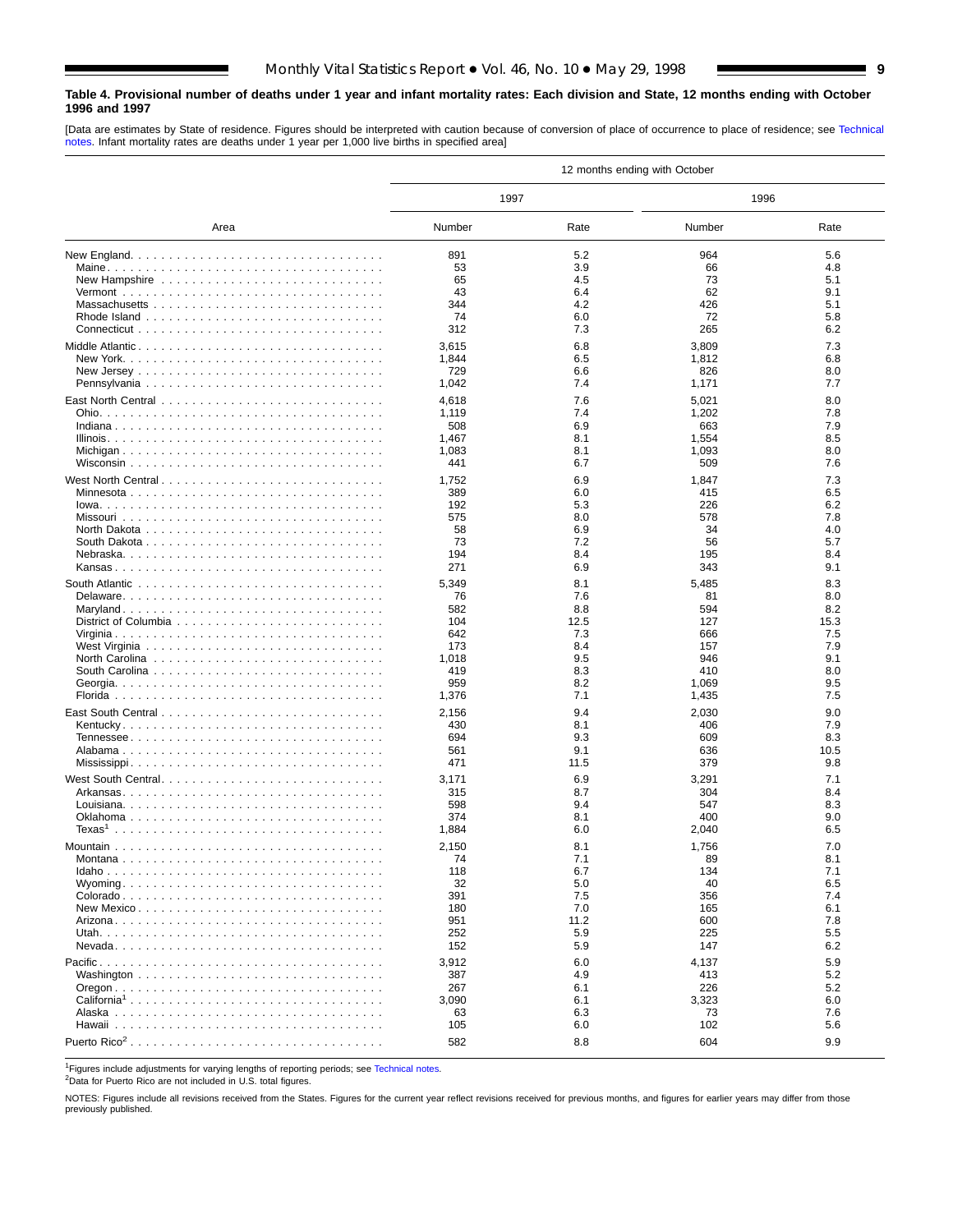**Table 4. Provisional number of deaths under 1 year and infant mortality rates: Each division and State, 12 months ending with October 1996 and 1997**

[Data are estimates by State of residence. Figures should be interpreted with caution because of conversion of place of occurrence to place of residence; see Technical notes. Infant mortality rates are deaths under 1 year per 1,000 live births in specified area]

| Area | 12 months ending with October | | | |
|---|---|---|---|---|
| | 1997 | | 1996 | |
| | Number | Rate | Number | Rate |
| New England | 891 | 5.2 | 964 | 5.6 |
| Maine | 53 | 3.9 | 66 | 4.8 |
| New Hampshire | 65 | 4.5 | 73 | 5.1 |
| Vermont | 43 | 6.4 | 62 | 9.1 |
| Massachusetts | 344 | 4.2 | 426 | 5.1 |
| Rhode Island | 74 | 6.0 | 72 | 5.8 |
| Connecticut | 312 | 7.3 | 265 | 6.2 |
| Middle Atlantic | 3,615 | 6.8 | 3,809 | 7.3 |
| New York | 1,844 | 6.5 | 1,812 | 6.8 |
| New Jersey | 729 | 6.6 | 826 | 8.0 |
| Pennsylvania | 1,042 | 7.4 | 1,171 | 7.7 |
| East North Central | 4,618 | 7.6 | 5,021 | 8.0 |
| Ohio | 1,119 | 7.4 | 1,202 | 7.8 |
| Indiana | 508 | 6.9 | 663 | 7.9 |
| Illinois | 1,467 | 8.1 | 1,554 | 8.5 |
| Michigan | 1,083 | 8.1 | 1,093 | 8.0 |
| Wisconsin | 441 | 6.7 | 509 | 7.6 |
| West North Central | 1,752 | 6.9 | 1,847 | 7.3 |
| Minnesota | 389 | 6.0 | 415 | 6.5 |
| Iowa | 192 | 5.3 | 226 | 6.2 |
| Missouri | 575 | 8.0 | 578 | 7.8 |
| North Dakota | 58 | 6.9 | 34 | 4.0 |
| South Dakota | 73 | 7.2 | 56 | 5.7 |
| Nebraska | 194 | 8.4 | 195 | 8.4 |
| Kansas | 271 | 6.9 | 343 | 9.1 |
| South Atlantic | 5,349 | 8.1 | 5,485 | 8.3 |
| Delaware | 76 | 7.6 | 81 | 8.0 |
| Maryland | 582 | 8.8 | 594 | 8.2 |
| District of Columbia | 104 | 12.5 | 127 | 15.3 |
| Virginia | 642 | 7.3 | 666 | 7.5 |
| West Virginia | 173 | 8.4 | 157 | 7.9 |
| North Carolina | 1,018 | 9.5 | 946 | 9.1 |
| South Carolina | 419 | 8.3 | 410 | 8.0 |
| Georgia | 959 | 8.2 | 1,069 | 9.5 |
| Florida | 1,376 | 7.1 | 1,435 | 7.5 |
| East South Central | 2,156 | 9.4 | 2,030 | 9.0 |
| Kentucky | 430 | 8.1 | 406 | 7.9 |
| Tennessee | 694 | 9.3 | 609 | 8.3 |
| Alabama | 561 | 9.1 | 636 | 10.5 |
| Mississippi | 471 | 11.5 | 379 | 9.8 |
| West South Central | 3,171 | 6.9 | 3,291 | 7.1 |
| Arkansas | 315 | 8.7 | 304 | 8.4 |
| Louisiana | 598 | 9.4 | 547 | 8.3 |
| Oklahoma | 374 | 8.1 | 400 | 9.0 |
| Texas[1] | 1,884 | 6.0 | 2,040 | 6.5 |
| Mountain | 2,150 | 8.1 | 1,756 | 7.0 |
| Montana | 74 | 7.1 | 89 | 8.1 |
| Idaho | 118 | 6.7 | 134 | 7.1 |
| Wyoming | 32 | 5.0 | 40 | 6.5 |
| Colorado | 391 | 7.5 | 356 | 7.4 |
| New Mexico | 180 | 7.0 | 165 | 6.1 |
| Arizona | 951 | 11.2 | 600 | 7.8 |
| Utah | 252 | 5.9 | 225 | 5.5 |
| Nevada | 152 | 5.9 | 147 | 6.2 |
| Pacific | 3,912 | 6.0 | 4,137 | 5.9 |
| Washington | 387 | 4.9 | 413 | 5.2 |
| Oregon | 267 | 6.1 | 226 | 5.2 |
| California[1] | 3,090 | 6.1 | 3,323 | 6.0 |
| Alaska | 63 | 6.3 | 73 | 7.6 |
| Hawaii | 105 | 6.0 | 102 | 5.6 |
| Puerto Rico[2] | 582 | 8.8 | 604 | 9.9 |

[1]Figures include adjustments for varying lengths of reporting periods; see Technical notes.
[2]Data for Puerto Rico are not included in U.S. total figures.

NOTES: Figures include all revisions received from the States. Figures for the current year reflect revisions received for previous months, and figures for earlier years may differ from those previously published.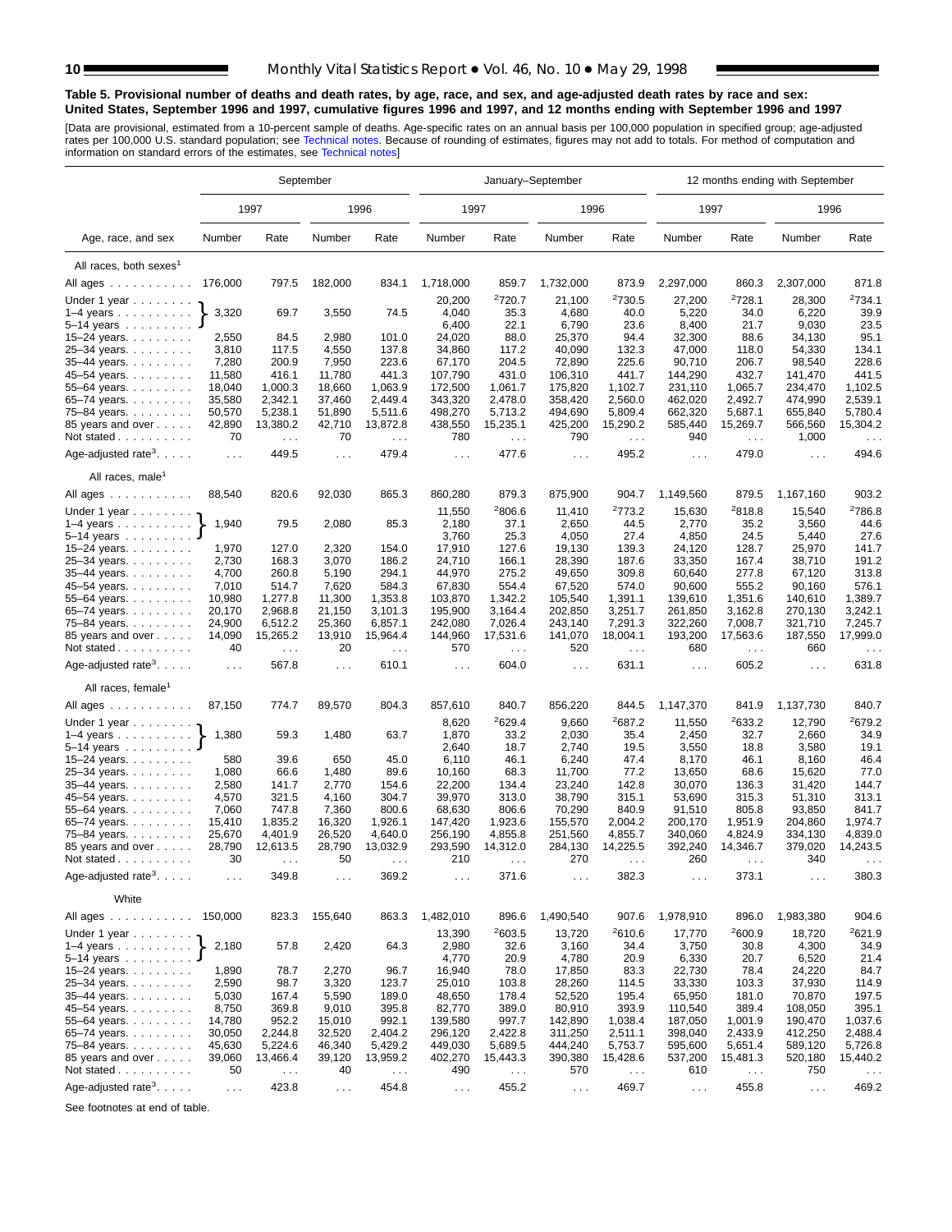**Table 5. Provisional number of deaths and death rates, by age, race, and sex, and age-adjusted death rates by race and sex: United States, September 1996 and 1997, cumulative figures 1996 and 1997, and 12 months ending with September 1996 and 1997**

[Data are provisional, estimated from a 10-percent sample of deaths. Age-specific rates on an annual basis per 100,000 population in specified group; age-adjusted rates per 100,000 U.S. standard population; see Technical notes. Because of rounding of estimates, figures may not add to totals. For method of computation and information on standard errors of the estimates, see Technical notes]

| Age, race, and sex | September | | | | January–September | | | | 12 months ending with September | | | |
|---|---|---|---|---|---|---|---|---|---|---|---|---|
| | 1997 | | 1996 | | 1997 | | 1996 | | 1997 | | 1996 | |
| | Number | Rate | Number | Rate | Number | Rate | Number | Rate | Number | Rate | Number | Rate |
| **All races, both sexes[1]** | | | | | | | | | | | | |
| All ages | 176,000 | 797.5 | 182,000 | 834.1 | 1,718,000 | 859.7 | 1,732,000 | 873.9 | 2,297,000 | 860.3 | 2,307,000 | 871.8 |
| Under 1 year | | | | | 20,200 | [2]720.7 | 21,100 | [2]730.5 | 27,200 | [2]728.1 | 28,300 | [2]734.1 |
| 1–4 years | 3,320 | 69.7 | 3,550 | 74.5 | 4,040 | 35.3 | 4,680 | 40.0 | 5,220 | 34.0 | 6,220 | 39.9 |
| 5–14 years | | | | | 6,400 | 22.1 | 6,790 | 23.6 | 8,400 | 21.7 | 9,030 | 23.5 |
| 15–24 years | 2,550 | 84.5 | 2,980 | 101.0 | 24,020 | 88.0 | 25,370 | 94.4 | 32,300 | 88.6 | 34,130 | 95.1 |
| 25–34 years | 3,810 | 117.5 | 4,550 | 137.8 | 34,860 | 117.2 | 40,090 | 132.3 | 47,000 | 118.0 | 54,330 | 134.1 |
| 35–44 years | 7,280 | 200.9 | 7,950 | 223.6 | 67,170 | 204.5 | 72,890 | 225.6 | 90,710 | 206.7 | 98,540 | 228.6 |
| 45–54 years | 11,580 | 416.1 | 11,780 | 441.3 | 107,790 | 431.0 | 106,310 | 441.7 | 144,290 | 432.7 | 141,470 | 441.5 |
| 55–64 years | 18,040 | 1,000.3 | 18,660 | 1,063.9 | 172,500 | 1,061.7 | 175,820 | 1,102.7 | 231,110 | 1,065.7 | 234,470 | 1,102.5 |
| 65–74 years | 35,580 | 2,342.1 | 37,460 | 2,449.4 | 343,320 | 2,478.0 | 358,420 | 2,560.0 | 462,020 | 2,492.7 | 474,990 | 2,539.1 |
| 75–84 years | 50,570 | 5,238.1 | 51,890 | 5,511.6 | 498,270 | 5,713.2 | 494,690 | 5,809.4 | 662,320 | 5,687.1 | 655,840 | 5,780.4 |
| 85 years and over | 42,890 | 13,380.2 | 42,710 | 13,872.8 | 438,550 | 15,235.1 | 425,200 | 15,290.2 | 585,440 | 15,269.7 | 566,560 | 15,304.2 |
| Not stated | 70 | . . . | 70 | . . . | 780 | . . . | 790 | . . . | 940 | . . . | 1,000 | . . . |
| Age-adjusted rate[3] | . . . | 449.5 | . . . | 479.4 | . . . | 477.6 | . . . | 495.2 | . . . | 479.0 | . . . | 494.6 |
| **All races, male[1]** | | | | | | | | | | | | |
| All ages | 88,540 | 820.6 | 92,030 | 865.3 | 860,280 | 879.3 | 875,900 | 904.7 | 1,149,560 | 879.5 | 1,167,160 | 903.2 |
| Under 1 year | | | | | 11,550 | [2]806.6 | 11,410 | [2]773.2 | 15,630 | [2]818.8 | 15,540 | [2]786.8 |
| 1–4 years | 1,940 | 79.5 | 2,080 | 85.3 | 2,180 | 37.1 | 2,650 | 44.5 | 2,770 | 35.2 | 3,560 | 44.6 |
| 5–14 years | | | | | 3,760 | 25.3 | 4,050 | 27.4 | 4,850 | 24.5 | 5,440 | 27.6 |
| 15–24 years | 1,970 | 127.0 | 2,320 | 154.0 | 17,910 | 127.6 | 19,130 | 139.3 | 24,120 | 128.7 | 25,970 | 141.7 |
| 25–34 years | 2,730 | 168.3 | 3,070 | 186.2 | 24,710 | 166.1 | 28,390 | 187.6 | 33,350 | 167.4 | 38,710 | 191.2 |
| 35–44 years | 4,700 | 260.8 | 5,190 | 294.1 | 44,970 | 275.2 | 49,650 | 309.8 | 60,640 | 277.8 | 67,120 | 313.8 |
| 45–54 years | 7,010 | 514.7 | 7,620 | 584.3 | 67,830 | 554.4 | 67,520 | 574.0 | 90,600 | 555.2 | 90,160 | 576.1 |
| 55–64 years | 10,980 | 1,277.8 | 11,300 | 1,353.8 | 103,870 | 1,342.2 | 105,540 | 1,391.1 | 139,610 | 1,351.6 | 140,610 | 1,389.7 |
| 65–74 years | 20,170 | 2,968.8 | 21,150 | 3,101.3 | 195,900 | 3,164.4 | 202,850 | 3,251.7 | 261,850 | 3,162.8 | 270,130 | 3,242.1 |
| 75–84 years | 24,900 | 6,512.2 | 25,360 | 6,857.1 | 242,080 | 7,026.4 | 243,140 | 7,291.3 | 322,260 | 7,008.7 | 321,710 | 7,245.7 |
| 85 years and over | 14,090 | 15,265.2 | 13,910 | 15,964.4 | 144,960 | 17,531.6 | 141,070 | 18,004.1 | 193,200 | 17,563.6 | 187,550 | 17,999.0 |
| Not stated | 40 | . . . | 20 | . . . | 570 | . . . | 520 | . . . | 680 | . . . | 660 | . . . |
| Age-adjusted rate[3] | . . . | 567.8 | . . . | 610.1 | . . . | 604.0 | . . . | 631.1 | . . . | 605.2 | . . . | 631.8 |
| **All races, female[1]** | | | | | | | | | | | | |
| All ages | 87,150 | 774.7 | 89,570 | 804.3 | 857,610 | 840.7 | 856,220 | 844.5 | 1,147,370 | 841.9 | 1,137,730 | 840.7 |
| Under 1 year | | | | | 8,620 | [2]629.4 | 9,660 | [2]687.2 | 11,550 | [2]633.2 | 12,790 | [2]679.2 |
| 1–4 years | 1,380 | 59.3 | 1,480 | 63.7 | 1,870 | 33.2 | 2,030 | 35.4 | 2,450 | 32.7 | 2,660 | 34.9 |
| 5–14 years | | | | | 2,640 | 18.7 | 2,740 | 19.5 | 3,550 | 18.8 | 3,580 | 19.1 |
| 15–24 years | 580 | 39.6 | 650 | 45.0 | 6,110 | 46.1 | 6,240 | 47.4 | 8,170 | 46.1 | 8,160 | 46.4 |
| 25–34 years | 1,080 | 66.6 | 1,480 | 89.6 | 10,160 | 68.3 | 11,700 | 77.2 | 13,650 | 68.6 | 15,620 | 77.0 |
| 35–44 years | 2,580 | 141.7 | 2,770 | 154.6 | 22,200 | 134.4 | 23,240 | 142.8 | 30,070 | 136.3 | 31,420 | 144.7 |
| 45–54 years | 4,570 | 321.5 | 4,160 | 304.7 | 39,970 | 313.0 | 38,790 | 315.1 | 53,690 | 315.3 | 51,310 | 313.1 |
| 55–64 years | 7,060 | 747.8 | 7,360 | 800.6 | 68,630 | 806.6 | 70,290 | 840.9 | 91,510 | 805.8 | 93,850 | 841.7 |
| 65–74 years | 15,410 | 1,835.2 | 16,320 | 1,926.1 | 147,420 | 1,923.6 | 155,570 | 2,004.2 | 200,170 | 1,951.9 | 204,860 | 1,974.7 |
| 75–84 years | 25,670 | 4,401.9 | 26,520 | 4,640.0 | 256,190 | 4,855.8 | 251,560 | 4,855.7 | 340,060 | 4,824.9 | 334,130 | 4,839.0 |
| 85 years and over | 28,790 | 12,613.5 | 28,790 | 13,032.9 | 293,590 | 14,312.0 | 284,130 | 14,225.5 | 392,240 | 14,346.7 | 379,020 | 14,243.5 |
| Not stated | 30 | . . . | 50 | . . . | 210 | . . . | 270 | . . . | 260 | . . . | 340 | . . . |
| Age-adjusted rate[3] | . . . | 349.8 | . . . | 369.2 | . . . | 371.6 | . . . | 382.3 | . . . | 373.1 | . . . | 380.3 |
| **White** | | | | | | | | | | | | |
| All ages | 150,000 | 823.3 | 155,640 | 863.3 | 1,482,010 | 896.6 | 1,490,540 | 907.6 | 1,978,910 | 896.0 | 1,983,380 | 904.6 |
| Under 1 year | | | | | 13,390 | [2]603.5 | 13,720 | [2]610.6 | 17,770 | [2]600.9 | 18,720 | [2]621.9 |
| 1–4 years | 2,180 | 57.8 | 2,420 | 64.3 | 2,980 | 32.6 | 3,160 | 34.4 | 3,750 | 30.8 | 4,300 | 34.9 |
| 5–14 years | | | | | 4,770 | 20.9 | 4,780 | 20.9 | 6,330 | 20.7 | 6,520 | 21.4 |
| 15–24 years | 1,890 | 78.7 | 2,270 | 96.7 | 16,940 | 78.0 | 17,850 | 83.3 | 22,730 | 78.4 | 24,220 | 84.7 |
| 25–34 years | 2,590 | 98.7 | 3,320 | 123.7 | 25,010 | 103.8 | 28,260 | 114.5 | 33,330 | 103.3 | 37,930 | 114.9 |
| 35–44 years | 5,030 | 167.4 | 5,590 | 189.0 | 48,650 | 178.4 | 52,520 | 195.4 | 65,950 | 181.0 | 70,870 | 197.5 |
| 45–54 years | 8,750 | 369.8 | 9,010 | 395.8 | 82,770 | 389.0 | 80,910 | 393.9 | 110,540 | 389.4 | 108,050 | 395.1 |
| 55–64 years | 14,780 | 952.2 | 15,010 | 992.1 | 139,580 | 997.7 | 142,890 | 1,038.4 | 187,050 | 1,001.9 | 190,470 | 1,037.6 |
| 65–74 years | 30,050 | 2,244.8 | 32,520 | 2,404.2 | 296,120 | 2,422.8 | 311,250 | 2,511.1 | 398,040 | 2,433.9 | 412,250 | 2,488.4 |
| 75–84 years | 45,630 | 5,224.6 | 46,340 | 5,429.2 | 449,030 | 5,689.5 | 444,240 | 5,753.7 | 595,600 | 5,651.4 | 589,120 | 5,726.8 |
| 85 years and over | 39,060 | 13,466.4 | 39,120 | 13,959.2 | 402,270 | 15,443.3 | 390,380 | 15,428.6 | 537,200 | 15,481.3 | 520,180 | 15,440.2 |
| Not stated | 50 | . . . | 40 | . . . | 490 | . . . | 570 | . . . | 610 | . . . | 750 | . . . |
| Age-adjusted rate[3] | . . . | 423.8 | . . . | 454.8 | . . . | 455.2 | . . . | 469.7 | . . . | 455.8 | . . . | 469.2 |

See footnotes at end of table.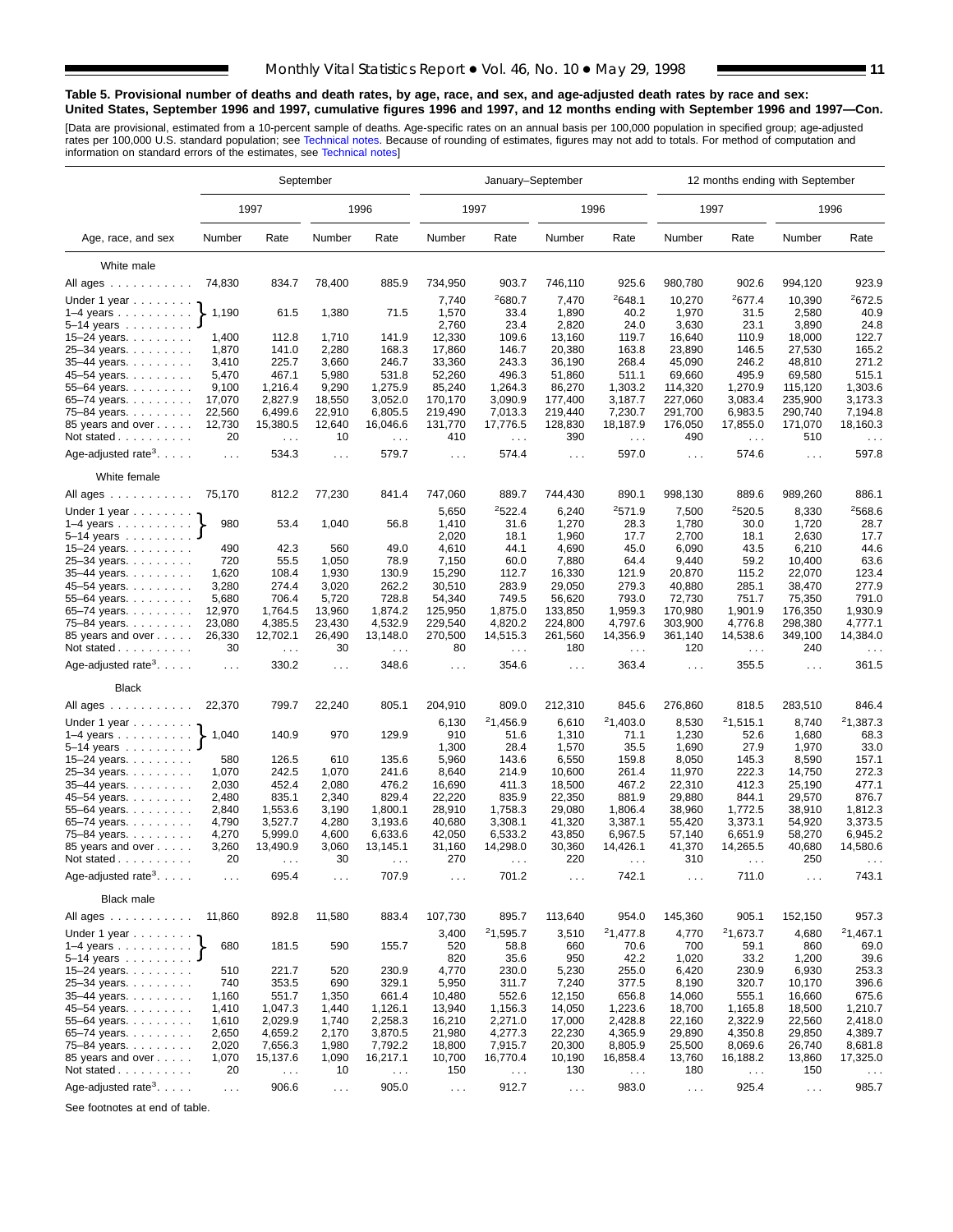**Table 5. Provisional number of deaths and death rates, by age, race, and sex, and age-adjusted death rates by race and sex: United States, September 1996 and 1997, cumulative figures 1996 and 1997, and 12 months ending with September 1996 and 1997—Con.**

[Data are provisional, estimated from a 10-percent sample of deaths. Age-specific rates on an annual basis per 100,000 population in specified group; age-adjusted rates per 100,000 U.S. standard population; see Technical notes. Because of rounding of estimates, figures may not add to totals. For method of computation and information on standard errors of the estimates, see Technical notes]

| Age, race, and sex | September | | | | January–September | | | | 12 months ending with September | | | |
|---|---|---|---|---|---|---|---|---|---|---|---|---|
| | 1997 | | 1996 | | 1997 | | 1996 | | 1997 | | 1996 | |
| | Number | Rate | Number | Rate | Number | Rate | Number | Rate | Number | Rate | Number | Rate |
| **White male** | | | | | | | | | | | | |
| All ages | 74,830 | 834.7 | 78,400 | 885.9 | 734,950 | 903.7 | 746,110 | 925.6 | 980,780 | 902.6 | 994,120 | 923.9 |
| Under 1 year | 1,190 | 61.5 | 1,380 | 71.5 | 7,740 | [2]680.7 | 7,470 | [2]648.1 | 10,270 | [2]677.4 | 10,390 | [2]672.5 |
| 1–4 years | | | | | 1,570 | 33.4 | 1,890 | 40.2 | 1,970 | 31.5 | 2,580 | 40.9 |
| 5–14 years | | | | | 2,760 | 23.4 | 2,820 | 24.0 | 3,630 | 23.1 | 3,890 | 24.8 |
| 15–24 years | 1,400 | 112.8 | 1,710 | 141.9 | 12,330 | 109.6 | 13,160 | 119.7 | 16,640 | 110.9 | 18,000 | 122.7 |
| 25–34 years | 1,870 | 141.0 | 2,280 | 168.3 | 17,860 | 146.7 | 20,380 | 163.8 | 23,890 | 146.5 | 27,530 | 165.2 |
| 35–44 years | 3,410 | 225.7 | 3,660 | 246.7 | 33,360 | 243.3 | 36,190 | 268.4 | 45,090 | 246.2 | 48,810 | 271.2 |
| 45–54 years | 5,470 | 467.1 | 5,980 | 531.8 | 52,260 | 496.3 | 51,860 | 511.1 | 69,660 | 495.9 | 69,580 | 515.1 |
| 55–64 years | 9,100 | 1,216.4 | 9,290 | 1,275.9 | 85,240 | 1,264.3 | 86,270 | 1,303.2 | 114,320 | 1,270.9 | 115,120 | 1,303.6 |
| 65–74 years | 17,070 | 2,827.9 | 18,550 | 3,052.0 | 170,170 | 3,090.9 | 177,400 | 3,187.7 | 227,060 | 3,083.4 | 235,900 | 3,173.3 |
| 75–84 years | 22,560 | 6,499.6 | 22,910 | 6,805.5 | 219,490 | 7,013.3 | 219,440 | 7,230.7 | 291,700 | 6,983.5 | 290,740 | 7,194.8 |
| 85 years and over | 12,730 | 15,380.5 | 12,640 | 16,046.6 | 131,770 | 17,776.5 | 128,830 | 18,187.9 | 176,050 | 17,855.0 | 171,070 | 18,160.3 |
| Not stated | 20 | . . . | 10 | . . . | 410 | . . . | 390 | . . . | 490 | . . . | 510 | . . . |
| Age-adjusted rate[3] | . . . | 534.3 | . . . | 579.7 | . . . | 574.4 | . . . | 597.0 | . . . | 574.6 | . . . | 597.8 |
| **White female** | | | | | | | | | | | | |
| All ages | 75,170 | 812.2 | 77,230 | 841.4 | 747,060 | 889.7 | 744,430 | 890.1 | 998,130 | 889.6 | 989,260 | 886.1 |
| Under 1 year | 980 | 53.4 | 1,040 | 56.8 | 5,650 | [2]522.4 | 6,240 | [2]571.9 | 7,500 | [2]520.5 | 8,330 | [2]568.6 |
| 1–4 years | | | | | 1,410 | 31.6 | 1,270 | 28.3 | 1,780 | 30.0 | 1,720 | 28.7 |
| 5–14 years | | | | | 2,020 | 18.1 | 1,960 | 17.7 | 2,700 | 18.1 | 2,630 | 17.7 |
| 15–24 years | 490 | 42.3 | 560 | 49.0 | 4,610 | 44.1 | 4,690 | 45.0 | 6,090 | 43.5 | 6,210 | 44.6 |
| 25–34 years | 720 | 55.5 | 1,050 | 78.9 | 7,150 | 60.0 | 7,880 | 64.4 | 9,440 | 59.2 | 10,400 | 63.6 |
| 35–44 years | 1,620 | 108.4 | 1,930 | 130.9 | 15,290 | 112.7 | 16,330 | 121.9 | 20,870 | 115.2 | 22,070 | 123.4 |
| 45–54 years | 3,280 | 274.4 | 3,020 | 262.2 | 30,510 | 283.9 | 29,050 | 279.3 | 40,880 | 285.1 | 38,470 | 277.9 |
| 55–64 years | 5,680 | 706.4 | 5,720 | 728.8 | 54,340 | 749.5 | 56,620 | 793.0 | 72,730 | 751.7 | 75,350 | 791.0 |
| 65–74 years | 12,970 | 1,764.5 | 13,960 | 1,874.2 | 125,950 | 1,875.0 | 133,850 | 1,959.3 | 170,980 | 1,901.9 | 176,350 | 1,930.9 |
| 75–84 years | 23,080 | 4,385.5 | 23,430 | 4,532.9 | 229,540 | 4,820.2 | 224,800 | 4,797.6 | 303,900 | 4,776.8 | 298,380 | 4,777.1 |
| 85 years and over | 26,330 | 12,702.1 | 26,490 | 13,148.0 | 270,500 | 14,515.3 | 261,560 | 14,356.9 | 361,140 | 14,538.6 | 349,100 | 14,384.0 |
| Not stated | 30 | . . . | 30 | . . . | 80 | . . . | 180 | . . . | 120 | . . . | 240 | . . . |
| Age-adjusted rate[3] | . . . | 330.2 | . . . | 348.6 | . . . | 354.6 | . . . | 363.4 | . . . | 355.5 | . . . | 361.5 |
| **Black** | | | | | | | | | | | | |
| All ages | 22,370 | 799.7 | 22,240 | 805.1 | 204,910 | 809.0 | 212,310 | 845.6 | 276,860 | 818.5 | 283,510 | 846.4 |
| Under 1 year | 1,040 | 140.9 | 970 | 129.9 | 6,130 | [2]1,456.9 | 6,610 | [2]1,403.0 | 8,530 | [2]1,515.1 | 8,740 | [2]1,387.3 |
| 1–4 years | | | | | 910 | 51.6 | 1,310 | 71.1 | 1,230 | 52.6 | 1,680 | 68.3 |
| 5–14 years | | | | | 1,300 | 28.4 | 1,570 | 35.5 | 1,690 | 27.9 | 1,970 | 33.0 |
| 15–24 years | 580 | 126.5 | 610 | 135.6 | 5,960 | 143.6 | 6,550 | 159.8 | 8,050 | 145.3 | 8,590 | 157.1 |
| 25–34 years | 1,070 | 242.5 | 1,070 | 241.6 | 8,640 | 214.9 | 10,600 | 261.4 | 11,970 | 222.3 | 14,750 | 272.3 |
| 35–44 years | 2,030 | 452.4 | 2,080 | 476.2 | 16,690 | 411.3 | 18,500 | 467.2 | 22,310 | 412.3 | 25,190 | 477.1 |
| 45–54 years | 2,480 | 835.1 | 2,340 | 829.4 | 22,220 | 835.9 | 22,350 | 881.9 | 29,880 | 844.1 | 29,570 | 876.7 |
| 55–64 years | 2,840 | 1,553.6 | 3,190 | 1,800.1 | 28,910 | 1,758.3 | 29,080 | 1,806.4 | 38,960 | 1,772.5 | 38,910 | 1,812.3 |
| 65–74 years | 4,790 | 3,527.7 | 4,280 | 3,193.6 | 40,680 | 3,308.1 | 41,320 | 3,387.1 | 55,420 | 3,373.1 | 54,920 | 3,373.5 |
| 75–84 years | 4,270 | 5,999.0 | 4,600 | 6,633.6 | 42,050 | 6,533.2 | 43,850 | 6,967.5 | 57,140 | 6,651.9 | 58,270 | 6,945.2 |
| 85 years and over | 3,260 | 13,490.9 | 3,060 | 13,145.1 | 31,160 | 14,298.0 | 30,360 | 14,426.1 | 41,370 | 14,265.5 | 40,680 | 14,580.6 |
| Not stated | 20 | . . . | 30 | . . . | 270 | . . . | 220 | . . . | 310 | . . . | 250 | . . . |
| Age-adjusted rate[3] | . . . | 695.4 | . . . | 707.9 | . . . | 701.2 | . . . | 742.1 | . . . | 711.0 | . . . | 743.1 |
| **Black male** | | | | | | | | | | | | |
| All ages | 11,860 | 892.8 | 11,580 | 883.4 | 107,730 | 895.7 | 113,640 | 954.0 | 145,360 | 905.1 | 152,150 | 957.3 |
| Under 1 year | 680 | 181.5 | 590 | 155.7 | 3,400 | [2]1,595.7 | 3,510 | [2]1,477.8 | 4,770 | [2]1,673.7 | 4,680 | [2]1,467.1 |
| 1–4 years | | | | | 520 | 58.8 | 660 | 70.6 | 700 | 59.1 | 860 | 69.0 |
| 5–14 years | | | | | 820 | 35.6 | 950 | 42.2 | 1,020 | 33.2 | 1,200 | 39.6 |
| 15–24 years | 510 | 221.7 | 520 | 230.9 | 4,770 | 230.0 | 5,230 | 255.0 | 6,420 | 230.9 | 6,930 | 253.3 |
| 25–34 years | 740 | 353.5 | 690 | 329.1 | 5,950 | 311.7 | 7,240 | 377.5 | 8,190 | 320.7 | 10,170 | 396.6 |
| 35–44 years | 1,160 | 551.7 | 1,350 | 661.4 | 10,480 | 552.6 | 12,150 | 656.8 | 14,060 | 555.1 | 16,660 | 675.6 |
| 45–54 years | 1,410 | 1,047.3 | 1,440 | 1,126.1 | 13,940 | 1,156.3 | 14,050 | 1,223.6 | 18,700 | 1,165.8 | 18,500 | 1,210.7 |
| 55–64 years | 1,610 | 2,029.9 | 1,740 | 2,258.3 | 16,210 | 2,271.0 | 17,000 | 2,428.8 | 22,160 | 2,322.9 | 22,560 | 2,418.0 |
| 65–74 years | 2,650 | 4,659.2 | 2,170 | 3,870.5 | 21,980 | 4,277.3 | 22,230 | 4,365.9 | 29,890 | 4,350.8 | 29,850 | 4,389.7 |
| 75–84 years | 2,020 | 7,656.3 | 1,980 | 7,792.2 | 18,800 | 7,915.7 | 20,300 | 8,805.9 | 25,500 | 8,069.6 | 26,740 | 8,681.8 |
| 85 years and over | 1,070 | 15,137.6 | 1,090 | 16,217.1 | 10,700 | 16,770.4 | 10,190 | 16,858.4 | 13,760 | 16,188.2 | 13,860 | 17,325.0 |
| Not stated | 20 | . . . | 10 | . . . | 150 | . . . | 130 | . . . | 180 | . . . | 150 | . . . |
| Age-adjusted rate[3] | . . . | 906.6 | . . . | 905.0 | . . . | 912.7 | . . . | 983.0 | . . . | 925.4 | . . . | 985.7 |

Note: For the September columns, the Under 1 year, 1–4 years, and 5–14 years rows are combined (bracketed) into a single figure.

See footnotes at end of table.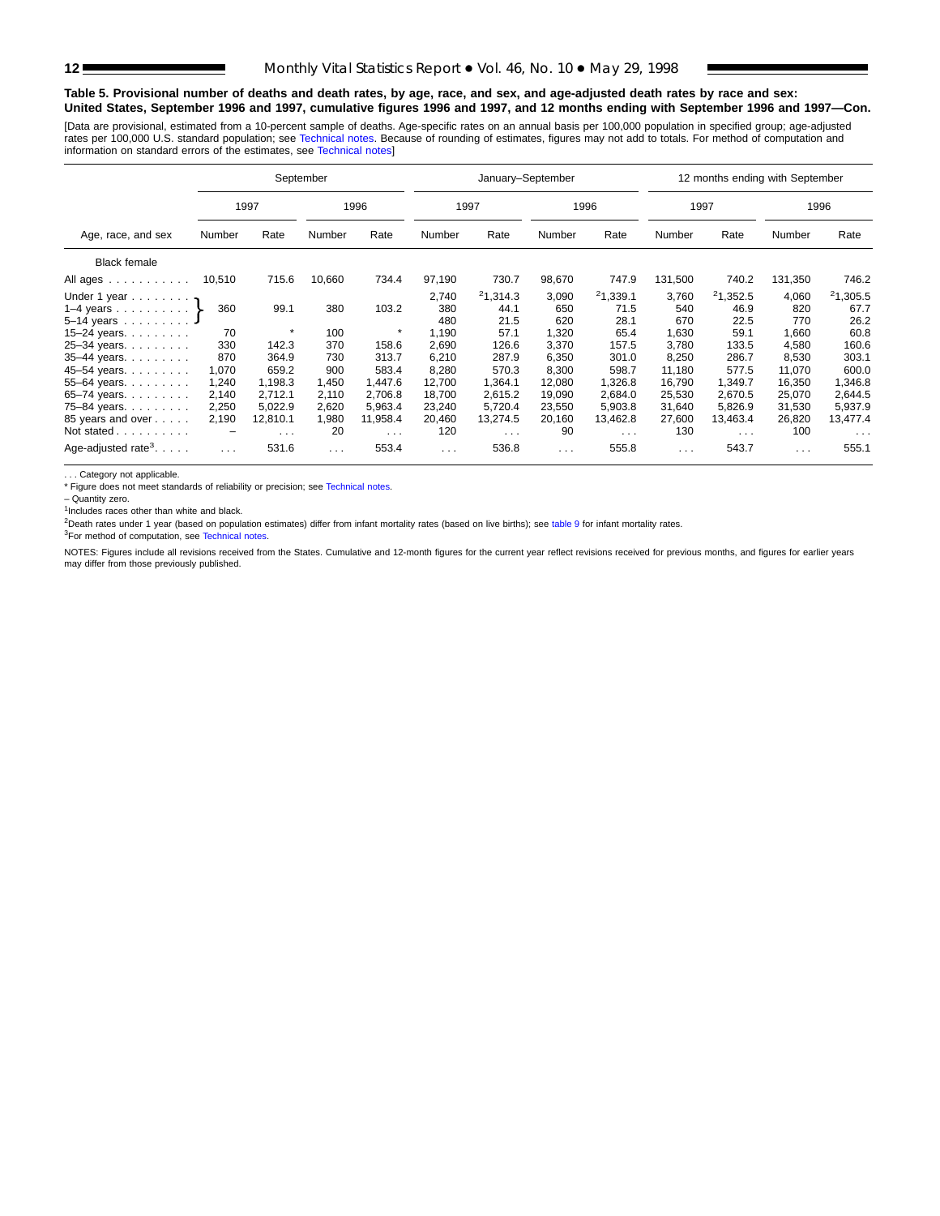**Table 5. Provisional number of deaths and death rates, by age, race, and sex, and age-adjusted death rates by race and sex: United States, September 1996 and 1997, cumulative figures 1996 and 1997, and 12 months ending with September 1996 and 1997—Con.**

[Data are provisional, estimated from a 10-percent sample of deaths. Age-specific rates on an annual basis per 100,000 population in specified group; age-adjusted rates per 100,000 U.S. standard population; see Technical notes. Because of rounding of estimates, figures may not add to totals. For method of computation and information on standard errors of the estimates, see Technical notes]

| Age, race, and sex | September | | | | January–September | | | | 12 months ending with September | | | |
|---|---|---|---|---|---|---|---|---|---|---|---|---|
| | 1997 | | 1996 | | 1997 | | 1996 | | 1997 | | 1996 | |
| | Number | Rate | Number | Rate | Number | Rate | Number | Rate | Number | Rate | Number | Rate |
| Black female | | | | | | | | | | | | |
| All ages | 10,510 | 715.6 | 10,660 | 734.4 | 97,190 | 730.7 | 98,670 | 747.9 | 131,500 | 740.2 | 131,350 | 746.2 |
| Under 1 year | 360 | 99.1 | 380 | 103.2 | 2,740 | [2]1,314.3 | 3,090 | [2]1,339.1 | 3,760 | [2]1,352.5 | 4,060 | [2]1,305.5 |
| 1–4 years | | | | | 380 | 44.1 | 650 | 71.5 | 540 | 46.9 | 820 | 67.7 |
| 5–14 years | | | | | 480 | 21.5 | 620 | 28.1 | 670 | 22.5 | 770 | 26.2 |
| 15–24 years | 70 | * | 100 | * | 1,190 | 57.1 | 1,320 | 65.4 | 1,630 | 59.1 | 1,660 | 60.8 |
| 25–34 years | 330 | 142.3 | 370 | 158.6 | 2,690 | 126.6 | 3,370 | 157.5 | 3,780 | 133.5 | 4,580 | 160.6 |
| 35–44 years | 870 | 364.9 | 730 | 313.7 | 6,210 | 287.9 | 6,350 | 301.0 | 8,250 | 286.7 | 8,530 | 303.1 |
| 45–54 years | 1,070 | 659.2 | 900 | 583.4 | 8,280 | 570.3 | 8,300 | 598.7 | 11,180 | 577.5 | 11,070 | 600.0 |
| 55–64 years | 1,240 | 1,198.3 | 1,450 | 1,447.6 | 12,700 | 1,364.1 | 12,080 | 1,326.8 | 16,790 | 1,349.7 | 16,350 | 1,346.8 |
| 65–74 years | 2,140 | 2,712.1 | 2,110 | 2,706.8 | 18,700 | 2,615.2 | 19,090 | 2,684.0 | 25,530 | 2,670.5 | 25,070 | 2,644.5 |
| 75–84 years | 2,250 | 5,022.9 | 2,620 | 5,963.4 | 23,240 | 5,720.4 | 23,550 | 5,903.8 | 31,640 | 5,826.9 | 31,530 | 5,937.9 |
| 85 years and over | 2,190 | 12,810.1 | 1,980 | 11,958.4 | 20,460 | 13,274.5 | 20,160 | 13,462.8 | 27,600 | 13,463.4 | 26,820 | 13,477.4 |
| Not stated | – | . . . | 20 | . . . | 120 | . . . | 90 | . . . | 130 | . . . | 100 | . . . |
| Age-adjusted rate[3] | . . . | 531.6 | . . . | 553.4 | . . . | 536.8 | . . . | 555.8 | . . . | 543.7 | . . . | 555.1 |

. . . Category not applicable.

* Figure does not meet standards of reliability or precision; see Technical notes.

– Quantity zero.

[1]Includes races other than white and black.

[2]Death rates under 1 year (based on population estimates) differ from infant mortality rates (based on live births); see table 9 for infant mortality rates.

[3]For method of computation, see Technical notes.

NOTES: Figures include all revisions received from the States. Cumulative and 12-month figures for the current year reflect revisions received for previous months, and figures for earlier years may differ from those previously published.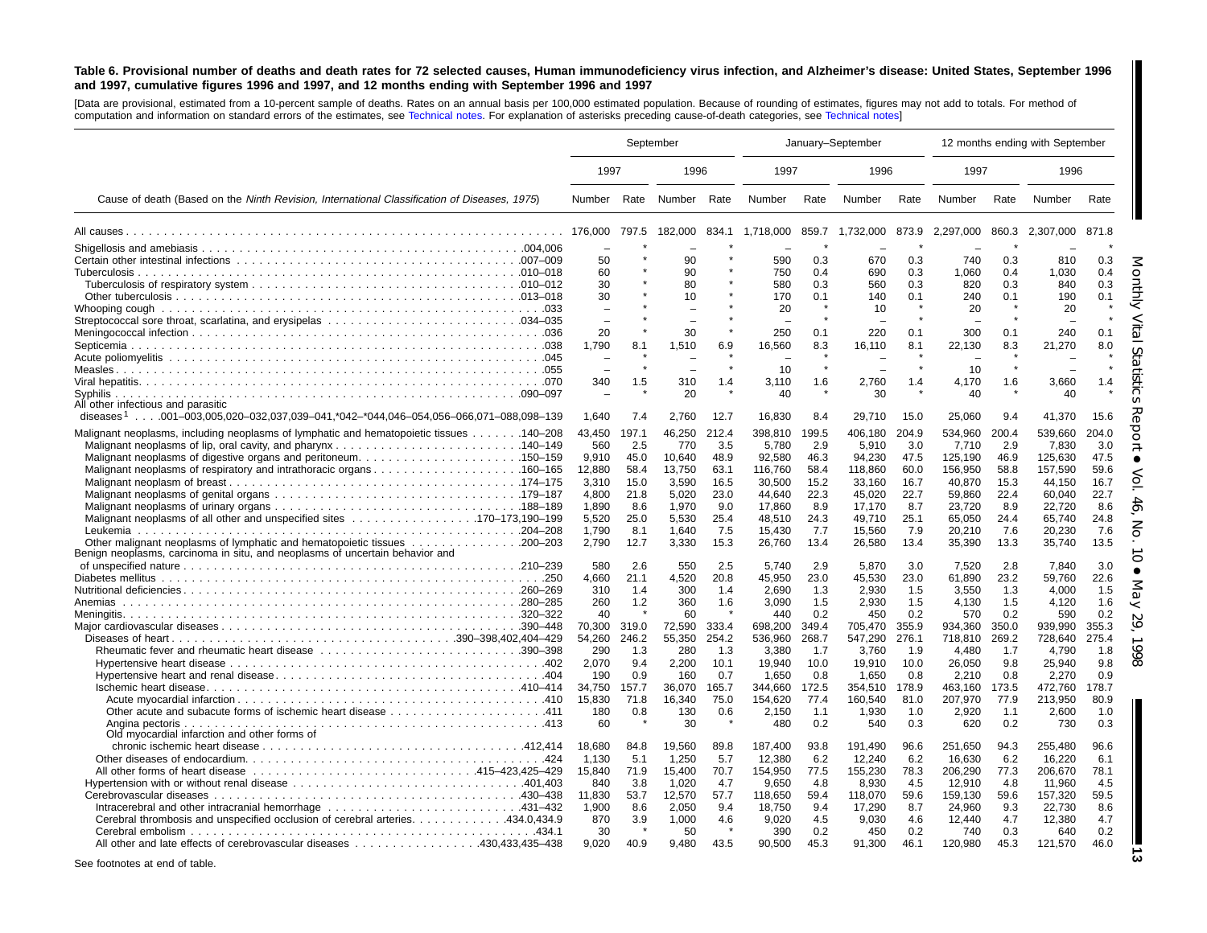**Table 6. Provisional number of deaths and death rates for 72 selected causes, Human immunodeficiency virus infection, and Alzheimer's disease: United States, September 1996 and 1997, cumulative figures 1996 and 1997, and 12 months ending with September 1996 and 1997**

[Data are provisional, estimated from a 10-percent sample of deaths. Rates on an annual basis per 100,000 estimated population. Because of rounding of estimates, figures may not add to totals. For method of computation and information on standard errors of the estimates, see Technical notes. For explanation of asterisks preceding cause-of-death categories, see Technical notes]

| Cause of death (Based on the *Ninth Revision, International Classification of Diseases, 1975*) | September | | | | January–September | | | | 12 months ending with September | | | |
|---|---|---|---|---|---|---|---|---|---|---|---|---|
| | 1997 | | 1996 | | 1997 | | 1996 | | 1997 | | 1996 | |
| | Number | Rate | Number | Rate | Number | Rate | Number | Rate | Number | Rate | Number | Rate |
| All causes | 176,000 | 797.5 | 182,000 | 834.1 | 1,718,000 | 859.7 | 1,732,000 | 873.9 | 2,297,000 | 860.3 | 2,307,000 | 871.8 |
| Shigellosis and amebiasis .004,006 | – | * | – | * | – | * | – | * | – | * | – | * |
| Certain other intestinal infections .007–009 | 50 | * | 90 | * | 590 | 0.3 | 670 | 0.3 | 740 | 0.3 | 810 | 0.3 |
| Tuberculosis .010–018 | 60 | * | 90 | * | 750 | 0.4 | 690 | 0.3 | 1,060 | 0.4 | 1,030 | 0.4 |
| Tuberculosis of respiratory system .010–012 | 30 | * | 80 | * | 580 | 0.3 | 560 | 0.3 | 820 | 0.3 | 840 | 0.3 |
| Other tuberculosis .013–018 | 30 | * | 10 | * | 170 | 0.1 | 140 | 0.1 | 240 | 0.1 | 190 | 0.1 |
| Whooping cough .033 | – | * | – | * | 20 | * | 10 | * | 20 | * | 20 | * |
| Streptococcal sore throat, scarlatina, and erysipelas .034–035 | – | * | – | * | – | * | – | * | – | * | – | * |
| Meningococcal infection .036 | 20 | * | 30 | * | 250 | 0.1 | 220 | 0.1 | 300 | 0.1 | 240 | 0.1 |
| Septicemia .038 | 1,790 | 8.1 | 1,510 | 6.9 | 16,560 | 8.3 | 16,110 | 8.1 | 22,130 | 8.3 | 21,270 | 8.0 |
| Acute poliomyelitis .045 | – | * | – | * | – | * | – | * | – | * | – | * |
| Measles .055 | – | * | – | * | 10 | * | – | * | 10 | * | – | * |
| Viral hepatitis .070 | 340 | 1.5 | 310 | 1.4 | 3,110 | 1.6 | 2,760 | 1.4 | 4,170 | 1.6 | 3,660 | 1.4 |
| Syphilis .090–097 | – | * | 20 | * | 40 | * | 30 | * | 40 | * | 40 | * |
| All other infectious and parasitic diseases[1] . . . .001–003,005,020–032,037,039–041,*042–*044,046–054,056–066,071–088,098–139 | 1,640 | 7.4 | 2,760 | 12.7 | 16,830 | 8.4 | 29,710 | 15.0 | 25,060 | 9.4 | 41,370 | 15.6 |
| Malignant neoplasms, including neoplasms of lymphatic and hematopoietic tissues .140–208 | 43,450 | 197.1 | 46,250 | 212.4 | 398,810 | 199.5 | 406,180 | 204.9 | 534,960 | 200.4 | 539,660 | 204.0 |
| Malignant neoplasms of lip, oral cavity, and pharynx .140–149 | 560 | 2.5 | 770 | 3.5 | 5,780 | 2.9 | 5,910 | 3.0 | 7,710 | 2.9 | 7,830 | 3.0 |
| Malignant neoplasms of digestive organs and peritoneum .150–159 | 9,910 | 45.0 | 10,640 | 48.9 | 92,580 | 46.3 | 94,230 | 47.5 | 125,190 | 46.9 | 125,630 | 47.5 |
| Malignant neoplasms of respiratory and intrathoracic organs .160–165 | 12,880 | 58.4 | 13,750 | 63.1 | 116,760 | 58.4 | 118,860 | 60.0 | 156,950 | 58.8 | 157,590 | 59.6 |
| Malignant neoplasm of breast .174–175 | 3,310 | 15.0 | 3,590 | 16.5 | 30,500 | 15.2 | 33,160 | 16.7 | 40,870 | 15.3 | 44,150 | 16.7 |
| Malignant neoplasms of genital organs .179–187 | 4,800 | 21.8 | 5,020 | 23.0 | 44,640 | 22.3 | 45,020 | 22.7 | 59,860 | 22.4 | 60,040 | 22.7 |
| Malignant neoplasms of urinary organs .188–189 | 1,890 | 8.6 | 1,970 | 9.0 | 17,860 | 8.9 | 17,170 | 8.7 | 23,720 | 8.9 | 22,720 | 8.6 |
| Malignant neoplasms of all other and unspecified sites .170–173,190–199 | 5,520 | 25.0 | 5,530 | 25.4 | 48,510 | 24.3 | 49,710 | 25.1 | 65,050 | 24.4 | 65,740 | 24.8 |
| Leukemia .204–208 | 1,790 | 8.1 | 1,640 | 7.5 | 15,430 | 7.7 | 15,560 | 7.9 | 20,210 | 7.6 | 20,230 | 7.6 |
| Other malignant neoplasms of lymphatic and hematopoietic tissues .200–203 | 2,790 | 12.7 | 3,330 | 15.3 | 26,760 | 13.4 | 26,580 | 13.4 | 35,390 | 13.3 | 35,740 | 13.5 |
| Benign neoplasms, carcinoma in situ, and neoplasms of uncertain behavior and of unspecified nature .210–239 | 580 | 2.6 | 550 | 2.5 | 5,740 | 2.9 | 5,870 | 3.0 | 7,520 | 2.8 | 7,840 | 3.0 |
| Diabetes mellitus .250 | 4,660 | 21.1 | 4,520 | 20.8 | 45,950 | 23.0 | 45,530 | 23.0 | 61,890 | 23.2 | 59,760 | 22.6 |
| Nutritional deficiencies .260–269 | 310 | 1.4 | 300 | 1.4 | 2,690 | 1.3 | 2,930 | 1.5 | 3,550 | 1.3 | 4,000 | 1.5 |
| Anemias .280–285 | 260 | 1.2 | 360 | 1.6 | 3,090 | 1.5 | 2,930 | 1.5 | 4,130 | 1.5 | 4,120 | 1.6 |
| Meningitis .320–322 | 40 | * | 60 | * | 440 | 0.2 | 450 | 0.2 | 570 | 0.2 | 590 | 0.2 |
| Major cardiovascular diseases .390–448 | 70,300 | 319.0 | 72,590 | 333.4 | 698,200 | 349.4 | 705,470 | 355.9 | 934,360 | 350.0 | 939,990 | 355.3 |
| Diseases of heart .390–398,402,404–429 | 54,260 | 246.2 | 55,350 | 254.2 | 536,960 | 268.7 | 547,290 | 276.1 | 718,810 | 269.2 | 728,640 | 275.4 |
| Rheumatic fever and rheumatic heart disease .390–398 | 290 | 1.3 | 280 | 1.3 | 3,380 | 1.7 | 3,760 | 1.9 | 4,480 | 1.7 | 4,790 | 1.8 |
| Hypertensive heart disease .402 | 2,070 | 9.4 | 2,200 | 10.1 | 19,940 | 10.0 | 19,910 | 10.0 | 26,050 | 9.8 | 25,940 | 9.8 |
| Hypertensive heart and renal disease .404 | 190 | 0.9 | 160 | 0.7 | 1,650 | 0.8 | 1,650 | 0.8 | 2,210 | 0.8 | 2,270 | 0.9 |
| Ischemic heart disease .410–414 | 34,750 | 157.7 | 36,070 | 165.7 | 344,660 | 172.5 | 354,510 | 178.9 | 463,160 | 173.5 | 472,760 | 178.7 |
| Acute myocardial infarction .410 | 15,830 | 71.8 | 16,340 | 75.0 | 154,620 | 77.4 | 160,540 | 81.0 | 207,970 | 77.9 | 213,950 | 80.9 |
| Other acute and subacute forms of ischemic heart disease .411 | 180 | 0.8 | 130 | 0.6 | 2,150 | 1.1 | 1,930 | 1.0 | 2,920 | 1.1 | 2,600 | 1.0 |
| Angina pectoris .413 | 60 | * | 30 | * | 480 | 0.2 | 540 | 0.3 | 620 | 0.2 | 730 | 0.3 |
| Old myocardial infarction and other forms of chronic ischemic heart disease .412,414 | 18,680 | 84.8 | 19,560 | 89.8 | 187,400 | 93.8 | 191,490 | 96.6 | 251,650 | 94.3 | 255,480 | 96.6 |
| Other diseases of endocardium .424 | 1,130 | 5.1 | 1,250 | 5.7 | 12,380 | 6.2 | 12,240 | 6.2 | 16,630 | 6.2 | 16,220 | 6.1 |
| All other forms of heart disease .415–423,425–429 | 15,840 | 71.9 | 15,400 | 70.7 | 154,950 | 77.5 | 155,230 | 78.3 | 206,290 | 77.3 | 206,670 | 78.1 |
| Hypertension with or without renal disease .401,403 | 840 | 3.8 | 1,020 | 4.7 | 9,650 | 4.8 | 8,930 | 4.5 | 12,910 | 4.8 | 11,960 | 4.5 |
| Cerebrovascular diseases .430–438 | 11,830 | 53.7 | 12,570 | 57.7 | 118,650 | 59.4 | 118,070 | 59.6 | 159,130 | 59.6 | 157,320 | 59.5 |
| Intracerebral and other intracranial hemorrhage .431–432 | 1,900 | 8.6 | 2,050 | 9.4 | 18,750 | 9.4 | 17,290 | 8.7 | 24,960 | 9.3 | 22,730 | 8.6 |
| Cerebral thrombosis and unspecified occlusion of cerebral arteries .434.0,434.9 | 870 | 3.9 | 1,000 | 4.6 | 9,020 | 4.5 | 9,030 | 4.6 | 12,440 | 4.7 | 12,380 | 4.7 |
| Cerebral embolism .434.1 | 30 | * | 50 | * | 390 | 0.2 | 450 | 0.2 | 740 | 0.3 | 640 | 0.2 |
| All other and late effects of cerebrovascular diseases .430,433,435–438 | 9,020 | 40.9 | 9,480 | 43.5 | 90,500 | 45.3 | 91,300 | 46.1 | 120,980 | 45.3 | 121,570 | 46.0 |

See footnotes at end of table.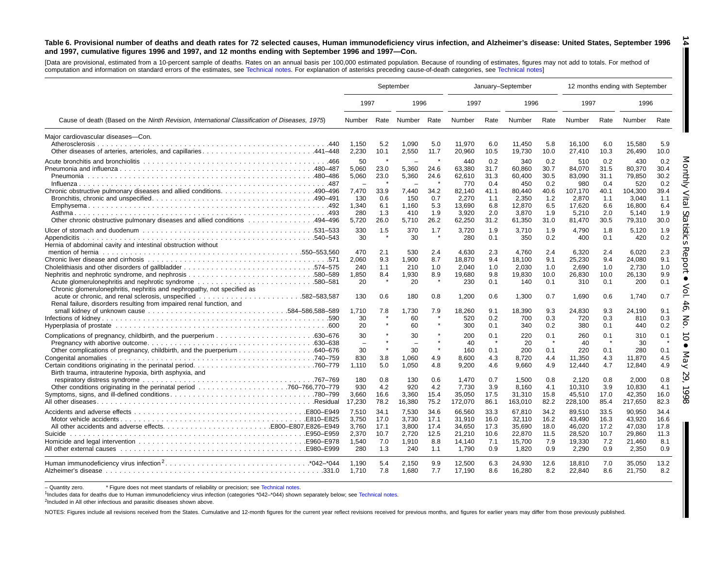**Table 6. Provisional number of deaths and death rates for 72 selected causes, Human immunodeficiency virus infection, and Alzheimer's disease: United States, September 1996 and 1997, cumulative figures 1996 and 1997, and 12 months ending with September 1996 and 1997—Con.**

[Data are provisional, estimated from a 10-percent sample of deaths. Rates on an annual basis per 100,000 estimated population. Because of rounding of estimates, figures may not add to totals. For method of computation and information on standard errors of the estimates, see Technical notes. For explanation of asterisks preceding cause-of-death categories, see Technical notes]

| Cause of death (Based on the *Ninth Revision, International Classification of Diseases, 1975*) | September | | | | January–September | | | | 12 months ending with September | | | |
|---|---|---|---|---|---|---|---|---|---|---|---|---|
| | 1997 | | 1996 | | 1997 | | 1996 | | 1997 | | 1996 | |
| | Number | Rate | Number | Rate | Number | Rate | Number | Rate | Number | Rate | Number | Rate |
| Major cardiovascular diseases—Con. | | | | | | | | | | | | |
| Atherosclerosis .440 | 1,150 | 5.2 | 1,090 | 5.0 | 11,970 | 6.0 | 11,450 | 5.8 | 16,100 | 6.0 | 15,580 | 5.9 |
| Other diseases of arteries, arterioles, and capillaries .441–448 | 2,230 | 10.1 | 2,550 | 11.7 | 20,960 | 10.5 | 19,730 | 10.0 | 27,410 | 10.3 | 26,490 | 10.0 |
| Acute bronchitis and bronchiolitis .466 | 50 | * | – | * | 440 | 0.2 | 340 | 0.2 | 510 | 0.2 | 430 | 0.2 |
| Pneumonia and influenza .480–487 | 5,060 | 23.0 | 5,360 | 24.6 | 63,380 | 31.7 | 60,860 | 30.7 | 84,070 | 31.5 | 80,370 | 30.4 |
| Pneumonia .480–486 | 5,060 | 23.0 | 5,360 | 24.6 | 62,610 | 31.3 | 60,400 | 30.5 | 83,090 | 31.1 | 79,850 | 30.2 |
| Influenza .487 | – | * | – | * | 770 | 0.4 | 450 | 0.2 | 980 | 0.4 | 520 | 0.2 |
| Chronic obstructive pulmonary diseases and allied conditions .490–496 | 7,470 | 33.9 | 7,440 | 34.2 | 82,140 | 41.1 | 80,440 | 40.6 | 107,170 | 40.1 | 104,300 | 39.4 |
| Bronchitis, chronic and unspecified .490–491 | 130 | 0.6 | 150 | 0.7 | 2,270 | 1.1 | 2,350 | 1.2 | 2,870 | 1.1 | 3,040 | 1.1 |
| Emphysema .492 | 1,340 | 6.1 | 1,160 | 5.3 | 13,690 | 6.8 | 12,870 | 6.5 | 17,620 | 6.6 | 16,800 | 6.4 |
| Asthma .493 | 280 | 1.3 | 410 | 1.9 | 3,920 | 2.0 | 3,870 | 1.9 | 5,210 | 2.0 | 5,140 | 1.9 |
| Other chronic obstructive pulmonary diseases and allied conditions .494–496 | 5,720 | 26.0 | 5,710 | 26.2 | 62,250 | 31.2 | 61,350 | 31.0 | 81,470 | 30.5 | 79,310 | 30.0 |
| Ulcer of stomach and duodenum .531–533 | 330 | 1.5 | 370 | 1.7 | 3,720 | 1.9 | 3,710 | 1.9 | 4,790 | 1.8 | 5,120 | 1.9 |
| Appendicitis .540–543 | 30 | * | 30 | * | 280 | 0.1 | 350 | 0.2 | 400 | 0.1 | 420 | 0.2 |
| Hernia of abdominal cavity and intestinal obstruction without mention of hernia .550–553,560 | 470 | 2.1 | 530 | 2.4 | 4,630 | 2.3 | 4,760 | 2.4 | 6,320 | 2.4 | 6,020 | 2.3 |
| Chronic liver disease and cirrhosis .571 | 2,060 | 9.3 | 1,900 | 8.7 | 18,870 | 9.4 | 18,100 | 9.1 | 25,230 | 9.4 | 24,080 | 9.1 |
| Cholelithiasis and other disorders of gallbladder .574–575 | 240 | 1.1 | 210 | 1.0 | 2,040 | 1.0 | 2,030 | 1.0 | 2,690 | 1.0 | 2,730 | 1.0 |
| Nephritis, nephrotic syndrome, and nephrosis .580–589 | 1,850 | 8.4 | 1,930 | 8.9 | 19,680 | 9.8 | 19,830 | 10.0 | 26,830 | 10.0 | 26,130 | 9.9 |
| Acute glomerulonephritis and nephrotic syndrome .580–581 | 20 | * | 20 | * | 230 | 0.1 | 140 | 0.1 | 310 | 0.1 | 200 | 0.1 |
| Chronic glomerulonephritis, nephritis and nephropathy, not specified as acute or chronic, and renal sclerosis, unspecified .582–583,587 | 130 | 0.6 | 180 | 0.8 | 1,200 | 0.6 | 1,300 | 0.7 | 1,690 | 0.6 | 1,740 | 0.7 |
| Renal failure, disorders resulting from impaired renal function, and small kidney of unknown cause .584–586,588–589 | 1,710 | 7.8 | 1,730 | 7.9 | 18,260 | 9.1 | 18,390 | 9.3 | 24,830 | 9.3 | 24,190 | 9.1 |
| Infections of kidney .590 | 30 | * | 60 | * | 520 | 0.2 | 700 | 0.3 | 720 | 0.3 | 810 | 0.3 |
| Hyperplasia of prostate .600 | 20 | * | 60 | * | 300 | 0.1 | 340 | 0.2 | 380 | 0.1 | 440 | 0.2 |
| Complications of pregnancy, childbirth, and the puerperium .630–676 | 30 | * | 30 | * | 200 | 0.1 | 220 | 0.1 | 260 | 0.1 | 310 | 0.1 |
| Pregnancy with abortive outcome .630–638 | – | * | – | * | 40 | * | 20 | * | 40 | * | 30 | * |
| Other complications of pregnancy, childbirth, and the puerperium .640–676 | 30 | * | 30 | * | 160 | 0.1 | 200 | 0.1 | 220 | 0.1 | 280 | 0.1 |
| Congenital anomalies .740–759 | 830 | 3.8 | 1,060 | 4.9 | 8,600 | 4.3 | 8,720 | 4.4 | 11,350 | 4.3 | 11,870 | 4.5 |
| Certain conditions originating in the perinatal period .760–779 | 1,110 | 5.0 | 1,050 | 4.8 | 9,200 | 4.6 | 9,660 | 4.9 | 12,440 | 4.7 | 12,840 | 4.9 |
| Birth trauma, intrauterine hypoxia, birth asphyxia, and respiratory distress syndrome .767–769 | 180 | 0.8 | 130 | 0.6 | 1,470 | 0.7 | 1,500 | 0.8 | 2,120 | 0.8 | 2,000 | 0.8 |
| Other conditions originating in the perinatal period .760–766,770–779 | 930 | 4.2 | 920 | 4.2 | 7,730 | 3.9 | 8,160 | 4.1 | 10,310 | 3.9 | 10,830 | 4.1 |
| Symptoms, signs, and ill-defined conditions .780–799 | 3,660 | 16.6 | 3,360 | 15.4 | 35,050 | 17.5 | 31,310 | 15.8 | 45,510 | 17.0 | 42,350 | 16.0 |
| All other diseases .Residual | 17,230 | 78.2 | 16,380 | 75.2 | 172,070 | 86.1 | 163,010 | 82.2 | 228,100 | 85.4 | 217,650 | 82.3 |
| Accidents and adverse effects .E800–E949 | 7,510 | 34.1 | 7,530 | 34.6 | 66,560 | 33.3 | 67,810 | 34.2 | 89,510 | 33.5 | 90,950 | 34.4 |
| Motor vehicle accidents .E810–E825 | 3,750 | 17.0 | 3,730 | 17.1 | 31,910 | 16.0 | 32,110 | 16.2 | 43,490 | 16.3 | 43,920 | 16.6 |
| All other accidents and adverse effects .E800–E807,E826–E949 | 3,760 | 17.1 | 3,800 | 17.4 | 34,650 | 17.3 | 35,690 | 18.0 | 46,020 | 17.2 | 47,030 | 17.8 |
| Suicide .E950–E959 | 2,370 | 10.7 | 2,720 | 12.5 | 21,210 | 10.6 | 22,870 | 11.5 | 28,520 | 10.7 | 29,860 | 11.3 |
| Homicide and legal intervention .E960–E978 | 1,540 | 7.0 | 1,910 | 8.8 | 14,140 | 7.1 | 15,700 | 7.9 | 19,330 | 7.2 | 21,460 | 8.1 |
| All other external causes .E980–E999 | 280 | 1.3 | 240 | 1.1 | 1,790 | 0.9 | 1,820 | 0.9 | 2,290 | 0.9 | 2,350 | 0.9 |
| Human immunodeficiency virus infection[2] .*042–*044 | 1,190 | 5.4 | 2,150 | 9.9 | 12,500 | 6.3 | 24,930 | 12.6 | 18,810 | 7.0 | 35,050 | 13.2 |
| Alzheimer's disease .331.0 | 1,710 | 7.8 | 1,680 | 7.7 | 17,190 | 8.6 | 16,280 | 8.2 | 22,840 | 8.6 | 21,750 | 8.2 |

– Quantity zero. * Figure does not meet standards of reliability or precision; see Technical notes.

[1]Includes data for deaths due to Human immunodeficiency virus infection (categories *042–*044) shown separately below; see Technical notes.

[2]Included in All other infectious and parasitic diseases shown above.

NOTES: Figures include all revisions received from the States. Cumulative and 12-month figures for the current year reflect revisions received for previous months, and figures for earlier years may differ from those previously published.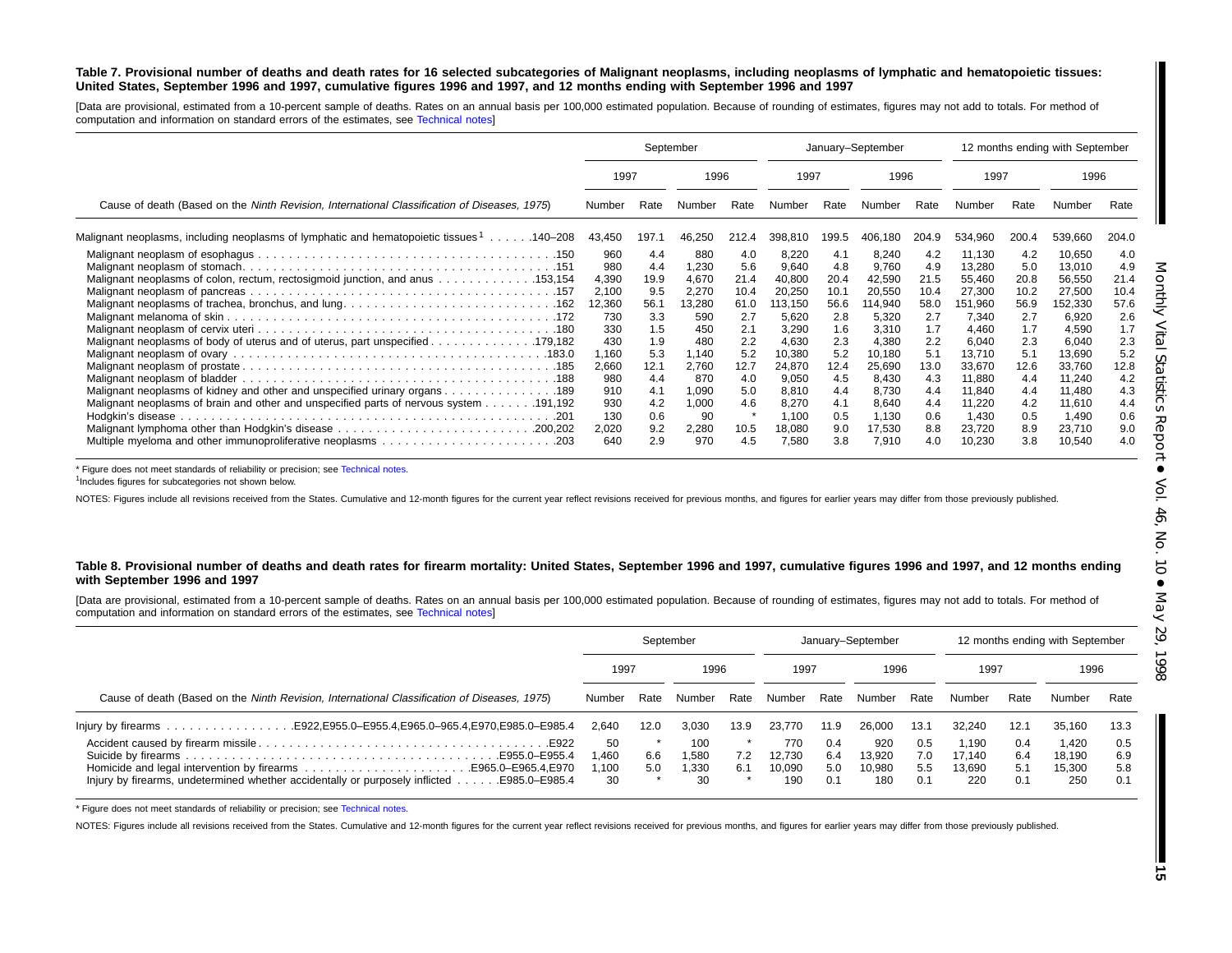**Table 7. Provisional number of deaths and death rates for 16 selected subcategories of Malignant neoplasms, including neoplasms of lymphatic and hematopoietic tissues: United States, September 1996 and 1997, cumulative figures 1996 and 1997, and 12 months ending with September 1996 and 1997**

[Data are provisional, estimated from a 10-percent sample of deaths. Rates on an annual basis per 100,000 estimated population. Because of rounding of estimates, figures may not add to totals. For method of computation and information on standard errors of the estimates, see Technical notes]

| Cause of death (Based on the *Ninth Revision, International Classification of Diseases, 1975*) | September | | | | January–September | | | | 12 months ending with September | | | |
|---|---|---|---|---|---|---|---|---|---|---|---|---|
| | 1997 | | 1996 | | 1997 | | 1996 | | 1997 | | 1996 | |
| | Number | Rate | Number | Rate | Number | Rate | Number | Rate | Number | Rate | Number | Rate |
| Malignant neoplasms, including neoplasms of lymphatic and hematopoietic tissues[1] . . . . . .140–208 | 43,450 | 197.1 | 46,250 | 212.4 | 398,810 | 199.5 | 406,180 | 204.9 | 534,960 | 200.4 | 539,660 | 204.0 |
| Malignant neoplasm of esophagus . . . . . .150 | 960 | 4.4 | 880 | 4.0 | 8,220 | 4.1 | 8,240 | 4.2 | 11,130 | 4.2 | 10,650 | 4.0 |
| Malignant neoplasm of stomach. . . . . .151 | 980 | 4.4 | 1,230 | 5.6 | 9,640 | 4.8 | 9,760 | 4.9 | 13,280 | 5.0 | 13,010 | 4.9 |
| Malignant neoplasms of colon, rectum, rectosigmoid junction, and anus . . . . . .153,154 | 4,390 | 19.9 | 4,670 | 21.4 | 40,800 | 20.4 | 42,590 | 21.5 | 55,460 | 20.8 | 56,550 | 21.4 |
| Malignant neoplasm of pancreas . . . . . .157 | 2,100 | 9.5 | 2,270 | 10.4 | 20,250 | 10.1 | 20,550 | 10.4 | 27,300 | 10.2 | 27,500 | 10.4 |
| Malignant neoplasms of trachea, bronchus, and lung. . . . . .162 | 12,360 | 56.1 | 13,280 | 61.0 | 113,150 | 56.6 | 114,940 | 58.0 | 151,960 | 56.9 | 152,330 | 57.6 |
| Malignant melanoma of skin . . . . . .172 | 730 | 3.3 | 590 | 2.7 | 5,620 | 2.8 | 5,320 | 2.7 | 7,340 | 2.7 | 6,920 | 2.6 |
| Malignant neoplasm of cervix uteri . . . . . .180 | 330 | 1.5 | 450 | 2.1 | 3,290 | 1.6 | 3,310 | 1.7 | 4,460 | 1.7 | 4,590 | 1.7 |
| Malignant neoplasms of body of uterus and of uterus, part unspecified . . . . . .179,182 | 430 | 1.9 | 480 | 2.2 | 4,630 | 2.3 | 4,380 | 2.2 | 6,040 | 2.3 | 6,040 | 2.3 |
| Malignant neoplasm of ovary . . . . . .183.0 | 1,160 | 5.3 | 1,140 | 5.2 | 10,380 | 5.2 | 10,180 | 5.1 | 13,710 | 5.1 | 13,690 | 5.2 |
| Malignant neoplasm of prostate . . . . . .185 | 2,660 | 12.1 | 2,760 | 12.7 | 24,870 | 12.4 | 25,690 | 13.0 | 33,670 | 12.6 | 33,760 | 12.8 |
| Malignant neoplasm of bladder . . . . . .188 | 980 | 4.4 | 870 | 4.0 | 9,050 | 4.5 | 8,430 | 4.3 | 11,880 | 4.4 | 11,240 | 4.2 |
| Malignant neoplasms of kidney and other and unspecified urinary organs . . . . . .189 | 910 | 4.1 | 1,090 | 5.0 | 8,810 | 4.4 | 8,730 | 4.4 | 11,840 | 4.4 | 11,480 | 4.3 |
| Malignant neoplasms of brain and other and unspecified parts of nervous system . . . . . .191,192 | 930 | 4.2 | 1,000 | 4.6 | 8,270 | 4.1 | 8,640 | 4.4 | 11,220 | 4.2 | 11,610 | 4.4 |
| Hodgkin's disease . . . . . .201 | 130 | 0.6 | 90 | * | 1,100 | 0.5 | 1,130 | 0.6 | 1,430 | 0.5 | 1,490 | 0.6 |
| Malignant lymphoma other than Hodgkin's disease . . . . . .200,202 | 2,020 | 9.2 | 2,280 | 10.5 | 18,080 | 9.0 | 17,530 | 8.8 | 23,720 | 8.9 | 23,710 | 9.0 |
| Multiple myeloma and other immunoproliferative neoplasms . . . . . .203 | 640 | 2.9 | 970 | 4.5 | 7,580 | 3.8 | 7,910 | 4.0 | 10,230 | 3.8 | 10,540 | 4.0 |

* Figure does not meet standards of reliability or precision; see Technical notes.
[1]Includes figures for subcategories not shown below.

NOTES: Figures include all revisions received from the States. Cumulative and 12-month figures for the current year reflect revisions received for previous months, and figures for earlier years may differ from those previously published.

**Table 8. Provisional number of deaths and death rates for firearm mortality: United States, September 1996 and 1997, cumulative figures 1996 and 1997, and 12 months ending with September 1996 and 1997**

[Data are provisional, estimated from a 10-percent sample of deaths. Rates on an annual basis per 100,000 estimated population. Because of rounding of estimates, figures may not add to totals. For method of computation and information on standard errors of the estimates, see Technical notes]

| Cause of death (Based on the *Ninth Revision, International Classification of Diseases, 1975*) | September | | | | January–September | | | | 12 months ending with September | | | |
|---|---|---|---|---|---|---|---|---|---|---|---|---|
| | 1997 | | 1996 | | 1997 | | 1996 | | 1997 | | 1996 | |
| | Number | Rate | Number | Rate | Number | Rate | Number | Rate | Number | Rate | Number | Rate |
| Injury by firearms . . . . . .E922,E955.0–E955.4,E965.0–965.4,E970,E985.0–E985.4 | 2,640 | 12.0 | 3,030 | 13.9 | 23,770 | 11.9 | 26,000 | 13.1 | 32,240 | 12.1 | 35,160 | 13.3 |
| Accident caused by firearm missile . . . . . .E922 | 50 | * | 100 | * | 770 | 0.4 | 920 | 0.5 | 1,190 | 0.4 | 1,420 | 0.5 |
| Suicide by firearms . . . . . .E955.0–E955.4 | 1,460 | 6.6 | 1,580 | 7.2 | 12,730 | 6.4 | 13,920 | 7.0 | 17,140 | 6.4 | 18,190 | 6.9 |
| Homicide and legal intervention by firearms . . . . . .E965.0–E965.4,E970 | 1,100 | 5.0 | 1,330 | 6.1 | 10,090 | 5.0 | 10,980 | 5.5 | 13,690 | 5.1 | 15,300 | 5.8 |
| Injury by firearms, undetermined whether accidentally or purposely inflicted . . . . . .E985.0–E985.4 | 30 | * | 30 | * | 190 | 0.1 | 180 | 0.1 | 220 | 0.1 | 250 | 0.1 |

* Figure does not meet standards of reliability or precision; see Technical notes.

NOTES: Figures include all revisions received from the States. Cumulative and 12-month figures for the current year reflect revisions received for previous months, and figures for earlier years may differ from those previously published.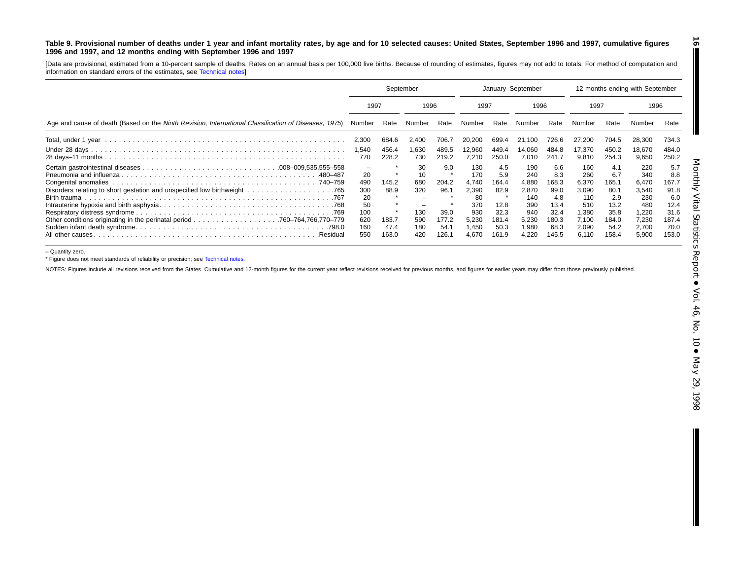**Table 9. Provisional number of deaths under 1 year and infant mortality rates, by age and for 10 selected causes: United States, September 1996 and 1997, cumulative figures 1996 and 1997, and 12 months ending with September 1996 and 1997**

[Data are provisional, estimated from a 10-percent sample of deaths. Rates on an annual basis per 100,000 live births. Because of rounding of estimates, figures may not add to totals. For method of computation and information on standard errors of the estimates, see Technical notes]

| Age and cause of death (Based on the *Ninth Revision, International Classification of Diseases, 1975*) | September | | | | January–September | | | | 12 months ending with September | | | |
|---|---|---|---|---|---|---|---|---|---|---|---|---|
| | 1997 | | 1996 | | 1997 | | 1996 | | 1997 | | 1996 | |
| | Number | Rate | Number | Rate | Number | Rate | Number | Rate | Number | Rate | Number | Rate |
| Total, under 1 year | 2,300 | 684.6 | 2,400 | 706.7 | 20,200 | 699.4 | 21,100 | 726.6 | 27,200 | 704.5 | 28,300 | 734.3 |
| Under 28 days | 1,540 | 456.4 | 1,630 | 489.5 | 12,960 | 449.4 | 14,060 | 484.8 | 17,370 | 450.2 | 18,670 | 484.0 |
| 28 days–11 months | 770 | 228.2 | 730 | 219.2 | 7,210 | 250.0 | 7,010 | 241.7 | 9,810 | 254.3 | 9,650 | 250.2 |
| Certain gastrointestinal diseases .008–009,535,555–558 | – | * | 30 | 9.0 | 130 | 4.5 | 190 | 6.6 | 160 | 4.1 | 220 | 5.7 |
| Pneumonia and influenza .480–487 | 20 | * | 10 | * | 170 | 5.9 | 240 | 8.3 | 260 | 6.7 | 340 | 8.8 |
| Congenital anomalies .740–759 | 490 | 145.2 | 680 | 204.2 | 4,740 | 164.4 | 4,880 | 168.3 | 6,370 | 165.1 | 6,470 | 167.7 |
| Disorders relating to short gestation and unspecified low birthweight .765 | 300 | 88.9 | 320 | 96.1 | 2,390 | 82.9 | 2,870 | 99.0 | 3,090 | 80.1 | 3,540 | 91.8 |
| Birth trauma .767 | 20 | * | – | * | 80 | * | 140 | 4.8 | 110 | 2.9 | 230 | 6.0 |
| Intrauterine hypoxia and birth asphyxia .768 | 50 | * | – | * | 370 | 12.8 | 390 | 13.4 | 510 | 13.2 | 480 | 12.4 |
| Respiratory distress syndrome .769 | 100 | * | 130 | 39.0 | 930 | 32.3 | 940 | 32.4 | 1,380 | 35.8 | 1,220 | 31.6 |
| Other conditions originating in the perinatal period .760–764,766,770–779 | 620 | 183.7 | 590 | 177.2 | 5,230 | 181.4 | 5,230 | 180.3 | 7,100 | 184.0 | 7,230 | 187.4 |
| Sudden infant death syndrome .798.0 | 160 | 47.4 | 180 | 54.1 | 1,450 | 50.3 | 1,980 | 68.3 | 2,090 | 54.2 | 2,700 | 70.0 |
| All other causes .Residual | 550 | 163.0 | 420 | 126.1 | 4,670 | 161.9 | 4,220 | 145.5 | 6,110 | 158.4 | 5,900 | 153.0 |

– Quantity zero.

* Figure does not meet standards of reliability or precision; see Technical notes.

NOTES: Figures include all revisions received from the States. Cumulative and 12-month figures for the current year reflect revisions received for previous months, and figures for earlier years may differ from those previously published.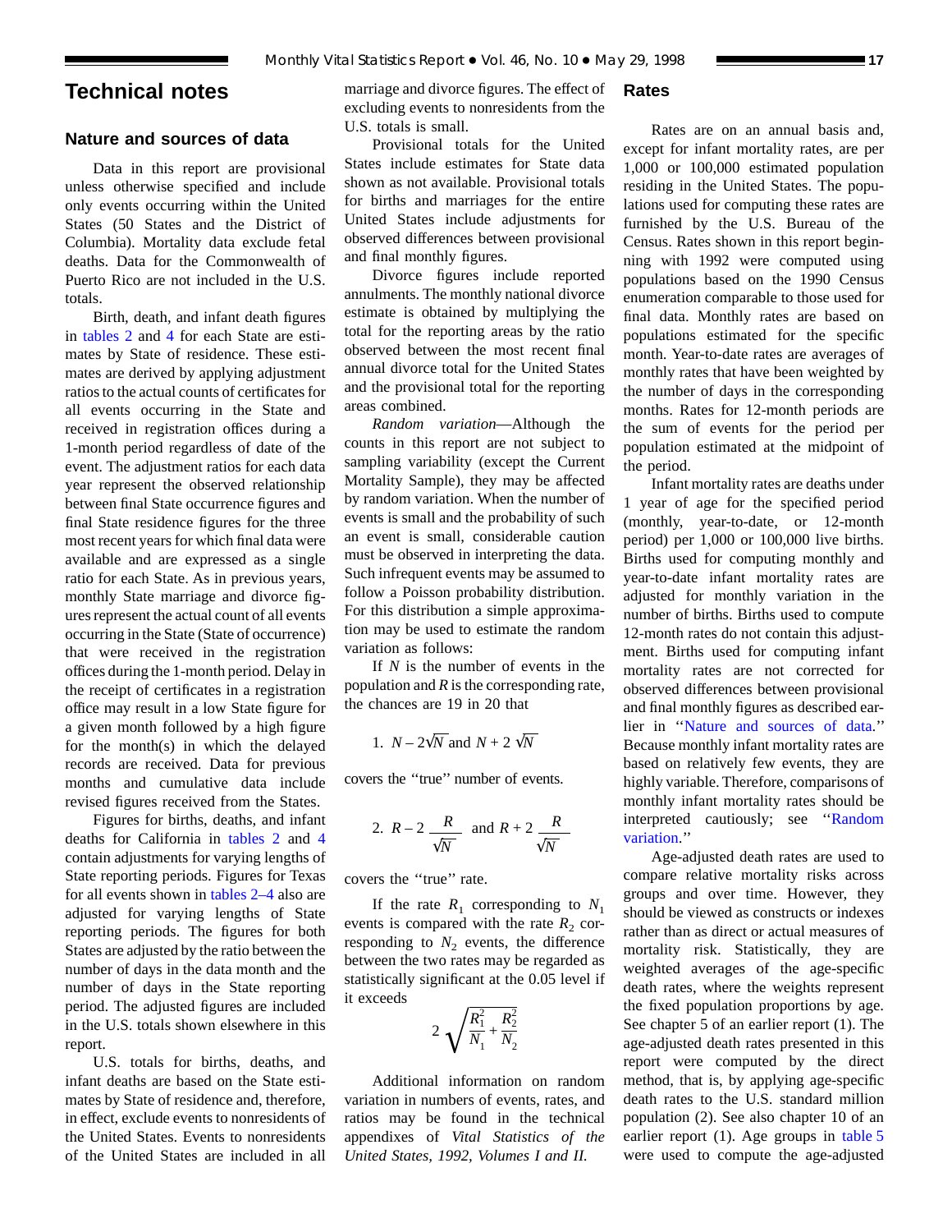# Technical notes

## Nature and sources of data

Data in this report are provisional unless otherwise specified and include only events occurring within the United States (50 States and the District of Columbia). Mortality data exclude fetal deaths. Data for the Commonwealth of Puerto Rico are not included in the U.S. totals.

Birth, death, and infant death figures in tables 2 and 4 for each State are estimates by State of residence. These estimates are derived by applying adjustment ratios to the actual counts of certificates for all events occurring in the State and received in registration offices during a 1-month period regardless of date of the event. The adjustment ratios for each data year represent the observed relationship between final State occurrence figures and final State residence figures for the three most recent years for which final data were available and are expressed as a single ratio for each State. As in previous years, monthly State marriage and divorce figures represent the actual count of all events occurring in the State (State of occurrence) that were received in the registration offices during the 1-month period. Delay in the receipt of certificates in a registration office may result in a low State figure for a given month followed by a high figure for the month(s) in which the delayed records are received. Data for previous months and cumulative data include revised figures received from the States.

Figures for births, deaths, and infant deaths for California in tables 2 and 4 contain adjustments for varying lengths of State reporting periods. Figures for Texas for all events shown in tables 2–4 also are adjusted for varying lengths of State reporting periods. The figures for both States are adjusted by the ratio between the number of days in the data month and the number of days in the State reporting period. The adjusted figures are included in the U.S. totals shown elsewhere in this report.

U.S. totals for births, deaths, and infant deaths are based on the State estimates by State of residence and, therefore, in effect, exclude events to nonresidents of the United States. Events to nonresidents of the United States are included in all marriage and divorce figures. The effect of excluding events to nonresidents from the U.S. totals is small.

Provisional totals for the United States include estimates for State data shown as not available. Provisional totals for births and marriages for the entire United States include adjustments for observed differences between provisional and final monthly figures.

Divorce figures include reported annulments. The monthly national divorce estimate is obtained by multiplying the total for the reporting areas by the ratio observed between the most recent final annual divorce total for the United States and the provisional total for the reporting areas combined.

*Random variation*—Although the counts in this report are not subject to sampling variability (except the Current Mortality Sample), they may be affected by random variation. When the number of events is small and the probability of such an event is small, considerable caution must be observed in interpreting the data. Such infrequent events may be assumed to follow a Poisson probability distribution. For this distribution a simple approximation may be used to estimate the random variation as follows:

If $N$ is the number of events in the population and $R$ is the corresponding rate, the chances are 19 in 20 that

1. $N - 2\sqrt{N}$ and $N + 2\sqrt{N}$

covers the "true" number of events.

2. $R - 2\dfrac{R}{\sqrt{N}}$ and $R + 2\dfrac{R}{\sqrt{N}}$

covers the "true" rate.

If the rate $R_1$ corresponding to $N_1$ events is compared with the rate $R_2$ corresponding to $N_2$ events, the difference between the two rates may be regarded as statistically significant at the 0.05 level if it exceeds

$$2\sqrt{\frac{R_1^2}{N_1} + \frac{R_2^2}{N_2}}$$

Additional information on random variation in numbers of events, rates, and ratios may be found in the technical appendixes of *Vital Statistics of the United States, 1992, Volumes I and II.*

## Rates

Rates are on an annual basis and, except for infant mortality rates, are per 1,000 or 100,000 estimated population residing in the United States. The populations used for computing these rates are furnished by the U.S. Bureau of the Census. Rates shown in this report beginning with 1992 were computed using populations based on the 1990 Census enumeration comparable to those used for final data. Monthly rates are based on populations estimated for the specific month. Year-to-date rates are averages of monthly rates that have been weighted by the number of days in the corresponding months. Rates for 12-month periods are the sum of events for the period per population estimated at the midpoint of the period.

Infant mortality rates are deaths under 1 year of age for the specified period (monthly, year-to-date, or 12-month period) per 1,000 or 100,000 live births. Births used for computing monthly and year-to-date infant mortality rates are adjusted for monthly variation in the number of births. Births used to compute 12-month rates do not contain this adjustment. Births used for computing infant mortality rates are not corrected for observed differences between provisional and final monthly figures as described earlier in "Nature and sources of data." Because monthly infant mortality rates are based on relatively few events, they are highly variable. Therefore, comparisons of monthly infant mortality rates should be interpreted cautiously; see "Random variation."

Age-adjusted death rates are used to compare relative mortality risks across groups and over time. However, they should be viewed as constructs or indexes rather than as direct or actual measures of mortality risk. Statistically, they are weighted averages of the age-specific death rates, where the weights represent the fixed population proportions by age. See chapter 5 of an earlier report (1). The age-adjusted death rates presented in this report were computed by the direct method, that is, by applying age-specific death rates to the U.S. standard million population (2). See also chapter 10 of an earlier report (1). Age groups in table 5 were used to compute the age-adjusted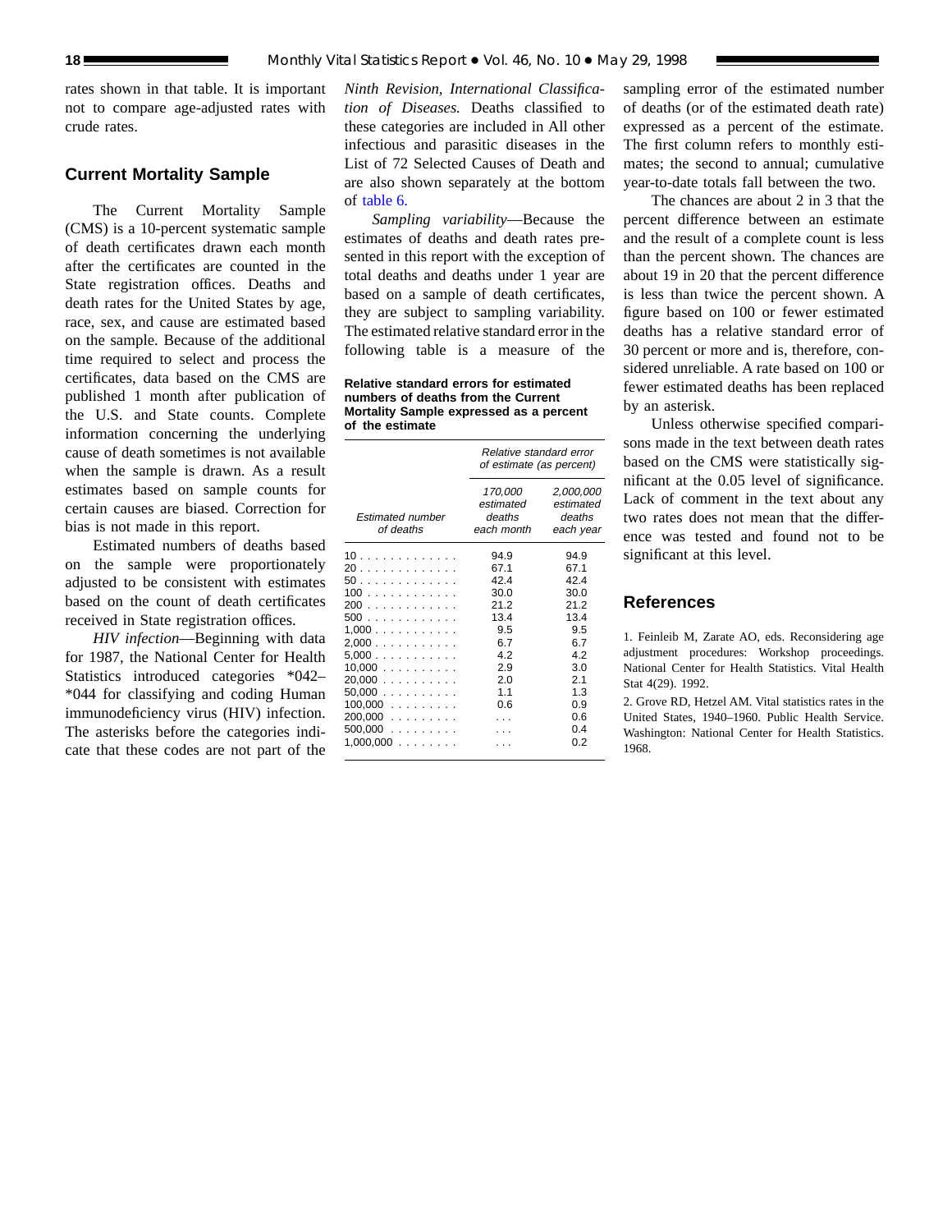rates shown in that table. It is important not to compare age-adjusted rates with crude rates.

## Current Mortality Sample

The Current Mortality Sample (CMS) is a 10-percent systematic sample of death certificates drawn each month after the certificates are counted in the State registration offices. Deaths and death rates for the United States by age, race, sex, and cause are estimated based on the sample. Because of the additional time required to select and process the certificates, data based on the CMS are published 1 month after publication of the U.S. and State counts. Complete information concerning the underlying cause of death sometimes is not available when the sample is drawn. As a result estimates based on sample counts for certain causes are biased. Correction for bias is not made in this report.

Estimated numbers of deaths based on the sample were proportionately adjusted to be consistent with estimates based on the count of death certificates received in State registration offices.

*HIV infection*—Beginning with data for 1987, the National Center for Health Statistics introduced categories *042–*044 for classifying and coding Human immunodeficiency virus (HIV) infection. The asterisks before the categories indicate that these codes are not part of the *Ninth Revision, International Classification of Diseases.* Deaths classified to these categories are included in All other infectious and parasitic diseases in the List of 72 Selected Causes of Death and are also shown separately at the bottom of table 6.

*Sampling variability*—Because the estimates of deaths and death rates presented in this report with the exception of total deaths and deaths under 1 year are based on a sample of death certificates, they are subject to sampling variability. The estimated relative standard error in the following table is a measure of the sampling error of the estimated number of deaths (or of the estimated death rate) expressed as a percent of the estimate. The first column refers to monthly estimates; the second to annual; cumulative year-to-date totals fall between the two.

**Relative standard errors for estimated numbers of deaths from the Current Mortality Sample expressed as a percent of the estimate**

| Estimated number of deaths | Relative standard error of estimate (as percent) | |
|---|---|---|
| | 170,000 estimated deaths each month | 2,000,000 estimated deaths each year |
| 10 | 94.9 | 94.9 |
| 20 | 67.1 | 67.1 |
| 50 | 42.4 | 42.4 |
| 100 | 30.0 | 30.0 |
| 200 | 21.2 | 21.2 |
| 500 | 13.4 | 13.4 |
| 1,000 | 9.5 | 9.5 |
| 2,000 | 6.7 | 6.7 |
| 5,000 | 4.2 | 4.2 |
| 10,000 | 2.9 | 3.0 |
| 20,000 | 2.0 | 2.1 |
| 50,000 | 1.1 | 1.3 |
| 100,000 | 0.6 | 0.9 |
| 200,000 | . . . | 0.6 |
| 500,000 | . . . | 0.4 |
| 1,000,000 | . . . | 0.2 |

The chances are about 2 in 3 that the percent difference between an estimate and the result of a complete count is less than the percent shown. The chances are about 19 in 20 that the percent difference is less than twice the percent shown. A figure based on 100 or fewer estimated deaths has a relative standard error of 30 percent or more and is, therefore, considered unreliable. A rate based on 100 or fewer estimated deaths has been replaced by an asterisk.

Unless otherwise specified comparisons made in the text between death rates based on the CMS were statistically significant at the 0.05 level of significance. Lack of comment in the text about any two rates does not mean that the difference was tested and found not to be significant at this level.

## References

1. Feinleib M, Zarate AO, eds. Reconsidering age adjustment procedures: Workshop proceedings. National Center for Health Statistics. Vital Health Stat 4(29). 1992.

2. Grove RD, Hetzel AM. Vital statistics rates in the United States, 1940–1960. Public Health Service. Washington: National Center for Health Statistics. 1968.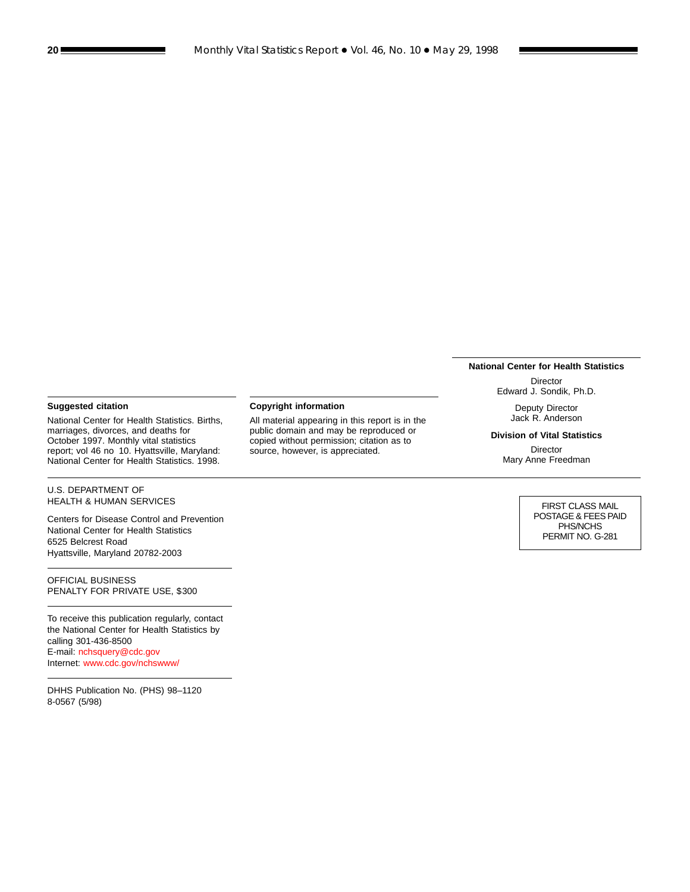**National Center for Health Statistics**

Director
Edward J. Sondik, Ph.D.

Deputy Director
Jack R. Anderson

**Division of Vital Statistics**

Director
Mary Anne Freedman

**Suggested citation**

National Center for Health Statistics. Births, marriages, divorces, and deaths for October 1997. Monthly vital statistics report; vol 46 no 10. Hyattsville, Maryland: National Center for Health Statistics. 1998.

**Copyright information**

All material appearing in this report is in the public domain and may be reproduced or copied without permission; citation as to source, however, is appreciated.

U.S. DEPARTMENT OF
HEALTH & HUMAN SERVICES

Centers for Disease Control and Prevention
National Center for Health Statistics
6525 Belcrest Road
Hyattsville, Maryland 20782-2003

OFFICIAL BUSINESS
PENALTY FOR PRIVATE USE, $300

To receive this publication regularly, contact the National Center for Health Statistics by calling 301-436-8500
E-mail: nchsquery@cdc.gov
Internet: www.cdc.gov/nchswww/

DHHS Publication No. (PHS) 98–1120
8-0567 (5/98)

FIRST CLASS MAIL
POSTAGE & FEES PAID
PHS/NCHS
PERMIT NO. G-281